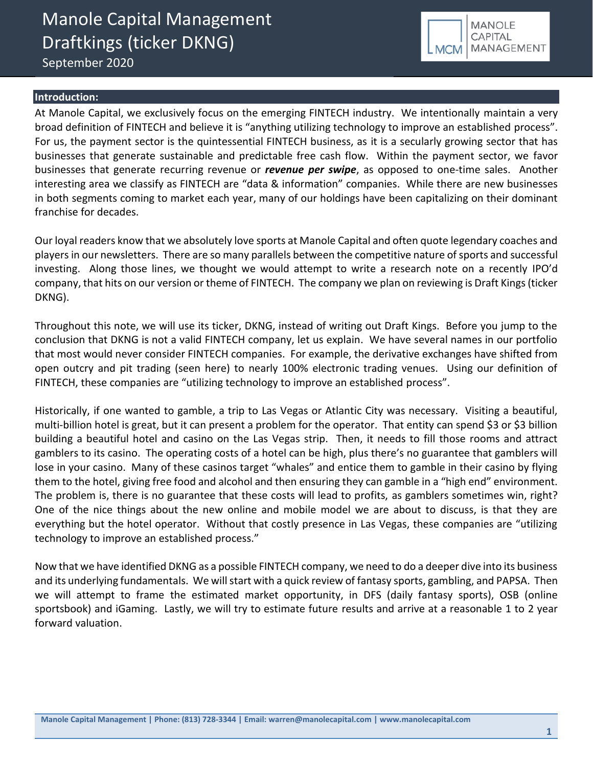# Manole Capital Management
# Draftkings (ticker DKNG)
September 2020

## Introduction:

At Manole Capital, we exclusively focus on the emerging FINTECH industry. We intentionally maintain a very broad definition of FINTECH and believe it is "anything utilizing technology to improve an established process". For us, the payment sector is the quintessential FINTECH business, as it is a secularly growing sector that has businesses that generate sustainable and predictable free cash flow. Within the payment sector, we favor businesses that generate recurring revenue or ***revenue per swipe***, as opposed to one-time sales. Another interesting area we classify as FINTECH are "data & information" companies. While there are new businesses in both segments coming to market each year, many of our holdings have been capitalizing on their dominant franchise for decades.

Our loyal readers know that we absolutely love sports at Manole Capital and often quote legendary coaches and players in our newsletters. There are so many parallels between the competitive nature of sports and successful investing. Along those lines, we thought we would attempt to write a research note on a recently IPO'd company, that hits on our version or theme of FINTECH. The company we plan on reviewing is Draft Kings (ticker DKNG).

Throughout this note, we will use its ticker, DKNG, instead of writing out Draft Kings. Before you jump to the conclusion that DKNG is not a valid FINTECH company, let us explain. We have several names in our portfolio that most would never consider FINTECH companies. For example, the derivative exchanges have shifted from open outcry and pit trading (seen here) to nearly 100% electronic trading venues. Using our definition of FINTECH, these companies are "utilizing technology to improve an established process".

Historically, if one wanted to gamble, a trip to Las Vegas or Atlantic City was necessary. Visiting a beautiful, multi-billion hotel is great, but it can present a problem for the operator. That entity can spend $3 or $3 billion building a beautiful hotel and casino on the Las Vegas strip. Then, it needs to fill those rooms and attract gamblers to its casino. The operating costs of a hotel can be high, plus there's no guarantee that gamblers will lose in your casino. Many of these casinos target "whales" and entice them to gamble in their casino by flying them to the hotel, giving free food and alcohol and then ensuring they can gamble in a "high end" environment. The problem is, there is no guarantee that these costs will lead to profits, as gamblers sometimes win, right? One of the nice things about the new online and mobile model we are about to discuss, is that they are everything but the hotel operator. Without that costly presence in Las Vegas, these companies are "utilizing technology to improve an established process."

Now that we have identified DKNG as a possible FINTECH company, we need to do a deeper dive into its business and its underlying fundamentals. We will start with a quick review of fantasy sports, gambling, and PAPSA. Then we will attempt to frame the estimated market opportunity, in DFS (daily fantasy sports), OSB (online sportsbook) and iGaming. Lastly, we will try to estimate future results and arrive at a reasonable 1 to 2 year forward valuation.

Manole Capital Management | Phone: (813) 728-3344 | Email: warren@manolecapital.com | www.manolecapital.com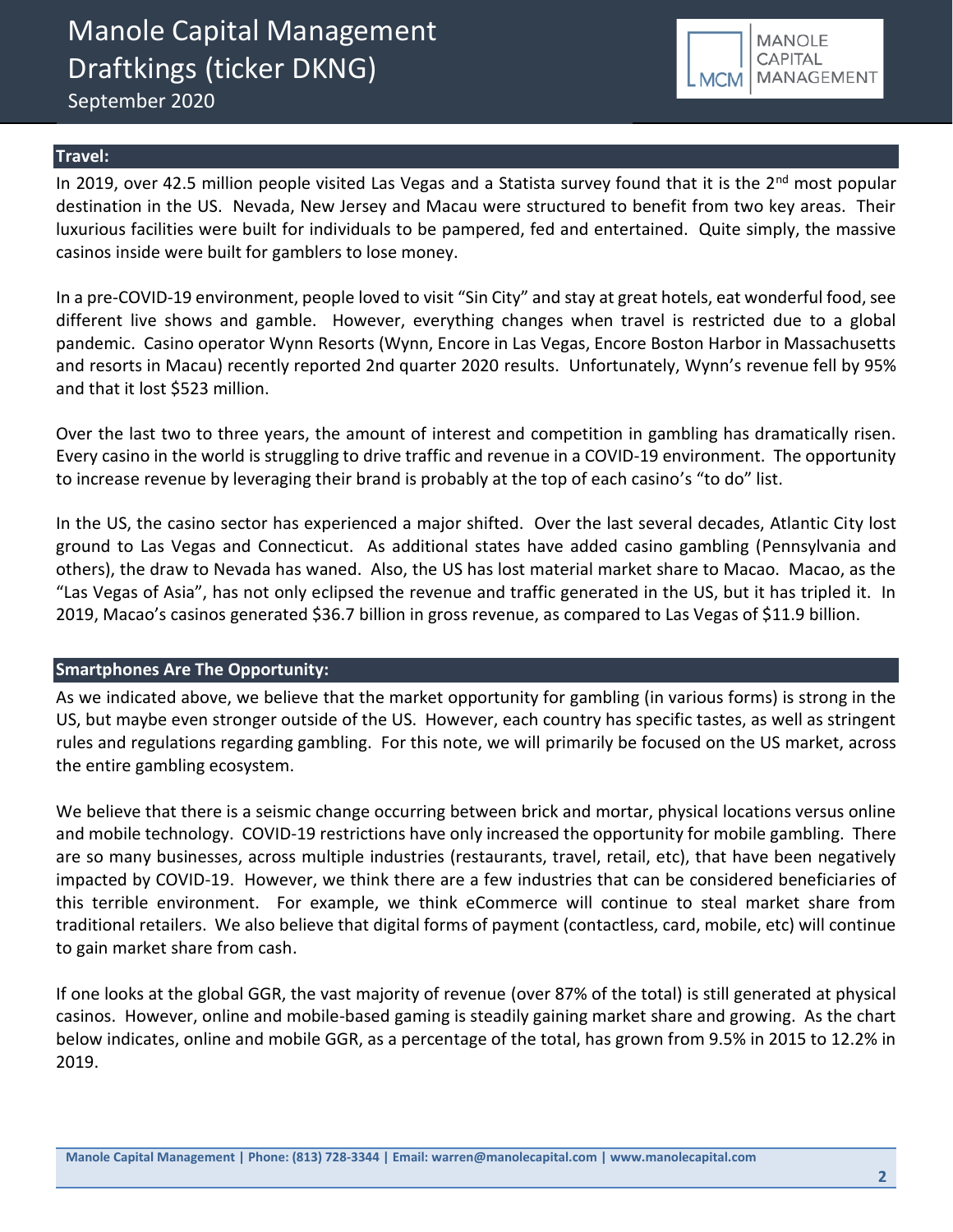## Travel:

In 2019, over 42.5 million people visited Las Vegas and a Statista survey found that it is the 2nd most popular destination in the US. Nevada, New Jersey and Macau were structured to benefit from two key areas. Their luxurious facilities were built for individuals to be pampered, fed and entertained. Quite simply, the massive casinos inside were built for gamblers to lose money.

In a pre-COVID-19 environment, people loved to visit "Sin City" and stay at great hotels, eat wonderful food, see different live shows and gamble. However, everything changes when travel is restricted due to a global pandemic. Casino operator Wynn Resorts (Wynn, Encore in Las Vegas, Encore Boston Harbor in Massachusetts and resorts in Macau) recently reported 2nd quarter 2020 results. Unfortunately, Wynn's revenue fell by 95% and that it lost $523 million.

Over the last two to three years, the amount of interest and competition in gambling has dramatically risen. Every casino in the world is struggling to drive traffic and revenue in a COVID-19 environment. The opportunity to increase revenue by leveraging their brand is probably at the top of each casino's "to do" list.

In the US, the casino sector has experienced a major shifted. Over the last several decades, Atlantic City lost ground to Las Vegas and Connecticut. As additional states have added casino gambling (Pennsylvania and others), the draw to Nevada has waned. Also, the US has lost material market share to Macao. Macao, as the "Las Vegas of Asia", has not only eclipsed the revenue and traffic generated in the US, but it has tripled it. In 2019, Macao's casinos generated $36.7 billion in gross revenue, as compared to Las Vegas of $11.9 billion.

## Smartphones Are The Opportunity:

As we indicated above, we believe that the market opportunity for gambling (in various forms) is strong in the US, but maybe even stronger outside of the US. However, each country has specific tastes, as well as stringent rules and regulations regarding gambling. For this note, we will primarily be focused on the US market, across the entire gambling ecosystem.

We believe that there is a seismic change occurring between brick and mortar, physical locations versus online and mobile technology. COVID-19 restrictions have only increased the opportunity for mobile gambling. There are so many businesses, across multiple industries (restaurants, travel, retail, etc), that have been negatively impacted by COVID-19. However, we think there are a few industries that can be considered beneficiaries of this terrible environment. For example, we think eCommerce will continue to steal market share from traditional retailers. We also believe that digital forms of payment (contactless, card, mobile, etc) will continue to gain market share from cash.

If one looks at the global GGR, the vast majority of revenue (over 87% of the total) is still generated at physical casinos. However, online and mobile-based gaming is steadily gaining market share and growing. As the chart below indicates, online and mobile GGR, as a percentage of the total, has grown from 9.5% in 2015 to 12.2% in 2019.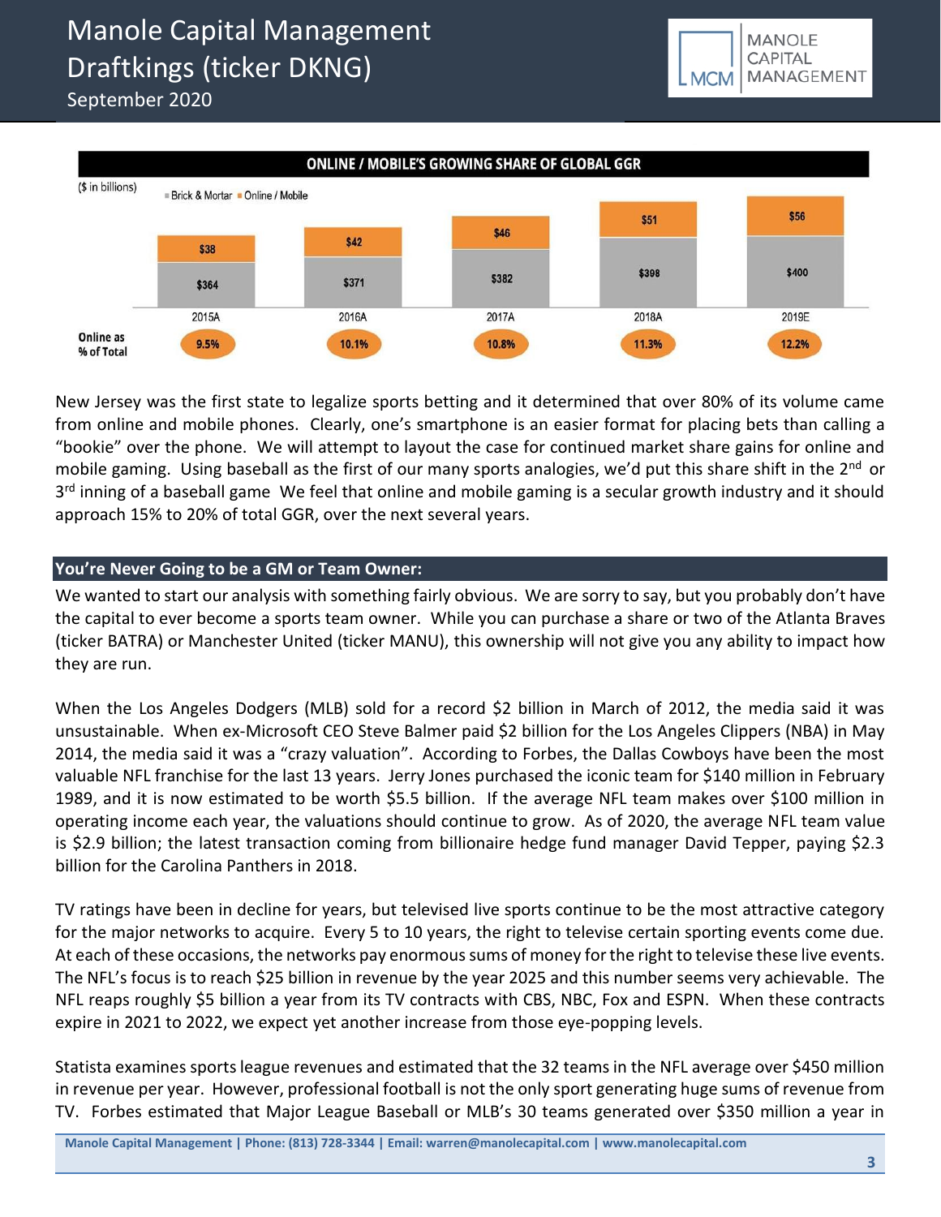**ONLINE / MOBILE'S GROWING SHARE OF GLOBAL GGR**

($ in billions)

Brick & Mortar ■ Online / Mobile

$38
$364
2015A

$42
$371
2016A

$46
$382
2017A

$51
$398
2018A

$56
$400
2019E

Online as % of Total

9.5%
10.1%
10.8%
11.3%
12.2%

New Jersey was the first state to legalize sports betting and it determined that over 80% of its volume came from online and mobile phones. Clearly, one's smartphone is an easier format for placing bets than calling a "bookie" over the phone. We will attempt to layout the case for continued market share gains for online and mobile gaming. Using baseball as the first of our many sports analogies, we'd put this share shift in the 2nd or 3rd inning of a baseball game We feel that online and mobile gaming is a secular growth industry and it should approach 15% to 20% of total GGR, over the next several years.

## You're Never Going to be a GM or Team Owner:

We wanted to start our analysis with something fairly obvious. We are sorry to say, but you probably don't have the capital to ever become a sports team owner. While you can purchase a share or two of the Atlanta Braves (ticker BATRA) or Manchester United (ticker MANU), this ownership will not give you any ability to impact how they are run.

When the Los Angeles Dodgers (MLB) sold for a record $2 billion in March of 2012, the media said it was unsustainable. When ex-Microsoft CEO Steve Balmer paid $2 billion for the Los Angeles Clippers (NBA) in May 2014, the media said it was a "crazy valuation". According to Forbes, the Dallas Cowboys have been the most valuable NFL franchise for the last 13 years. Jerry Jones purchased the iconic team for $140 million in February 1989, and it is now estimated to be worth $5.5 billion. If the average NFL team makes over $100 million in operating income each year, the valuations should continue to grow. As of 2020, the average NFL team value is $2.9 billion; the latest transaction coming from billionaire hedge fund manager David Tepper, paying $2.3 billion for the Carolina Panthers in 2018.

TV ratings have been in decline for years, but televised live sports continue to be the most attractive category for the major networks to acquire. Every 5 to 10 years, the right to televise certain sporting events come due. At each of these occasions, the networks pay enormous sums of money for the right to televise these live events. The NFL's focus is to reach $25 billion in revenue by the year 2025 and this number seems very achievable. The NFL reaps roughly $5 billion a year from its TV contracts with CBS, NBC, Fox and ESPN. When these contracts expire in 2021 to 2022, we expect yet another increase from those eye-popping levels.

Statista examines sports league revenues and estimated that the 32 teams in the NFL average over $450 million in revenue per year. However, professional football is not the only sport generating huge sums of revenue from TV. Forbes estimated that Major League Baseball or MLB's 30 teams generated over $350 million a year in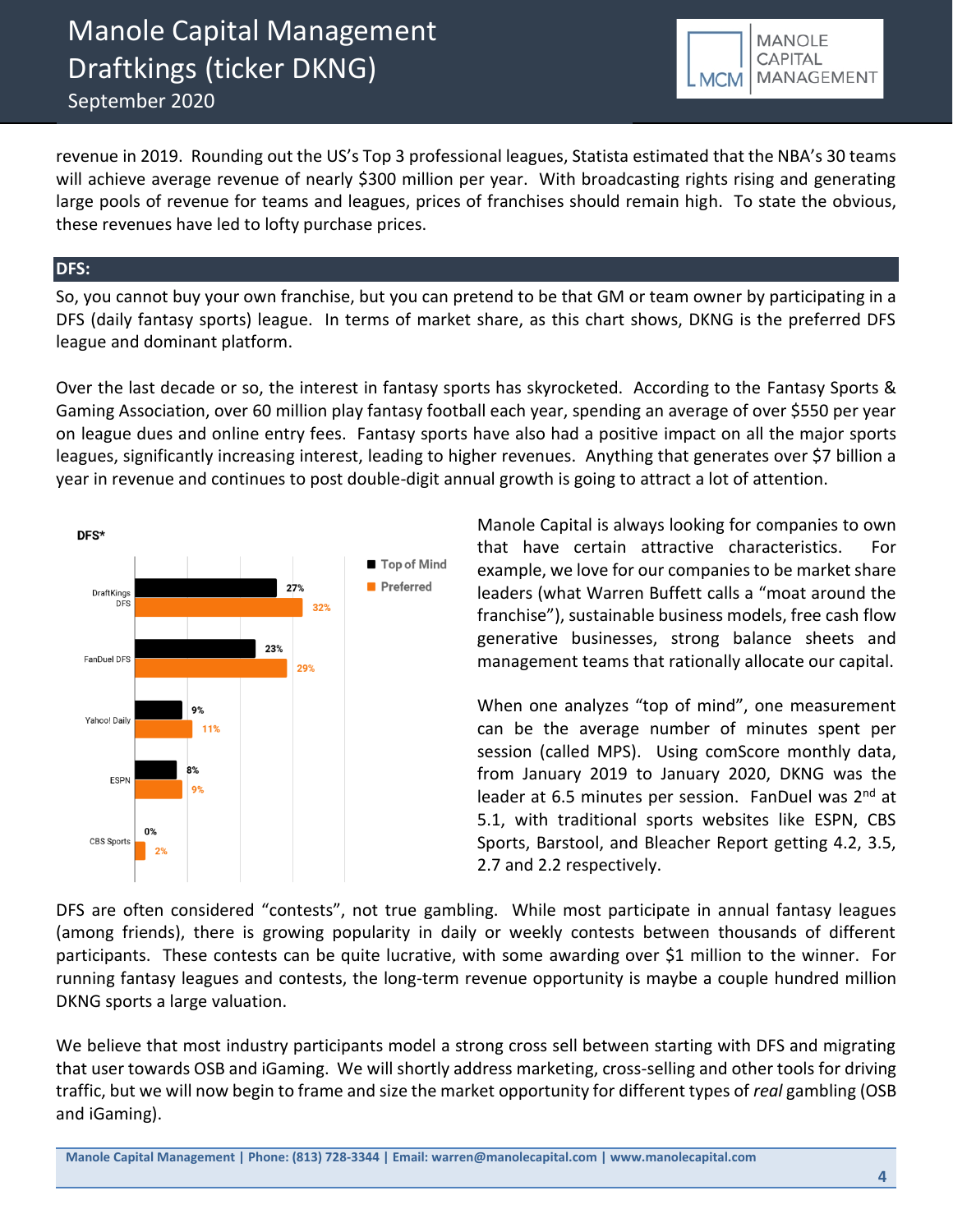revenue in 2019. Rounding out the US's Top 3 professional leagues, Statista estimated that the NBA's 30 teams will achieve average revenue of nearly $300 million per year. With broadcasting rights rising and generating large pools of revenue for teams and leagues, prices of franchises should remain high. To state the obvious, these revenues have led to lofty purchase prices.

## DFS:

So, you cannot buy your own franchise, but you can pretend to be that GM or team owner by participating in a DFS (daily fantasy sports) league. In terms of market share, as this chart shows, DKNG is the preferred DFS league and dominant platform.

Over the last decade or so, the interest in fantasy sports has skyrocketed. According to the Fantasy Sports & Gaming Association, over 60 million play fantasy football each year, spending an average of over $550 per year on league dues and online entry fees. Fantasy sports have also had a positive impact on all the major sports leagues, significantly increasing interest, leading to higher revenues. Anything that generates over $7 billion a year in revenue and continues to post double-digit annual growth is going to attract a lot of attention.

DFS*

Top of Mind
Preferred

DraftKings DFS 27% 32%
FanDuel DFS 23% 29%
Yahoo! Daily 9% 11%
ESPN 8% 9%
CBS Sports 0% 2%

Manole Capital is always looking for companies to own that have certain attractive characteristics. For example, we love for our companies to be market share leaders (what Warren Buffett calls a "moat around the franchise"), sustainable business models, free cash flow generative businesses, strong balance sheets and management teams that rationally allocate our capital.

When one analyzes "top of mind", one measurement can be the average number of minutes spent per session (called MPS). Using comScore monthly data, from January 2019 to January 2020, DKNG was the leader at 6.5 minutes per session. FanDuel was 2nd at 5.1, with traditional sports websites like ESPN, CBS Sports, Barstool, and Bleacher Report getting 4.2, 3.5, 2.7 and 2.2 respectively.

DFS are often considered "contests", not true gambling. While most participate in annual fantasy leagues (among friends), there is growing popularity in daily or weekly contests between thousands of different participants. These contests can be quite lucrative, with some awarding over $1 million to the winner. For running fantasy leagues and contests, the long-term revenue opportunity is maybe a couple hundred million DKNG sports a large valuation.

We believe that most industry participants model a strong cross sell between starting with DFS and migrating that user towards OSB and iGaming. We will shortly address marketing, cross-selling and other tools for driving traffic, but we will now begin to frame and size the market opportunity for different types of *real* gambling (OSB and iGaming).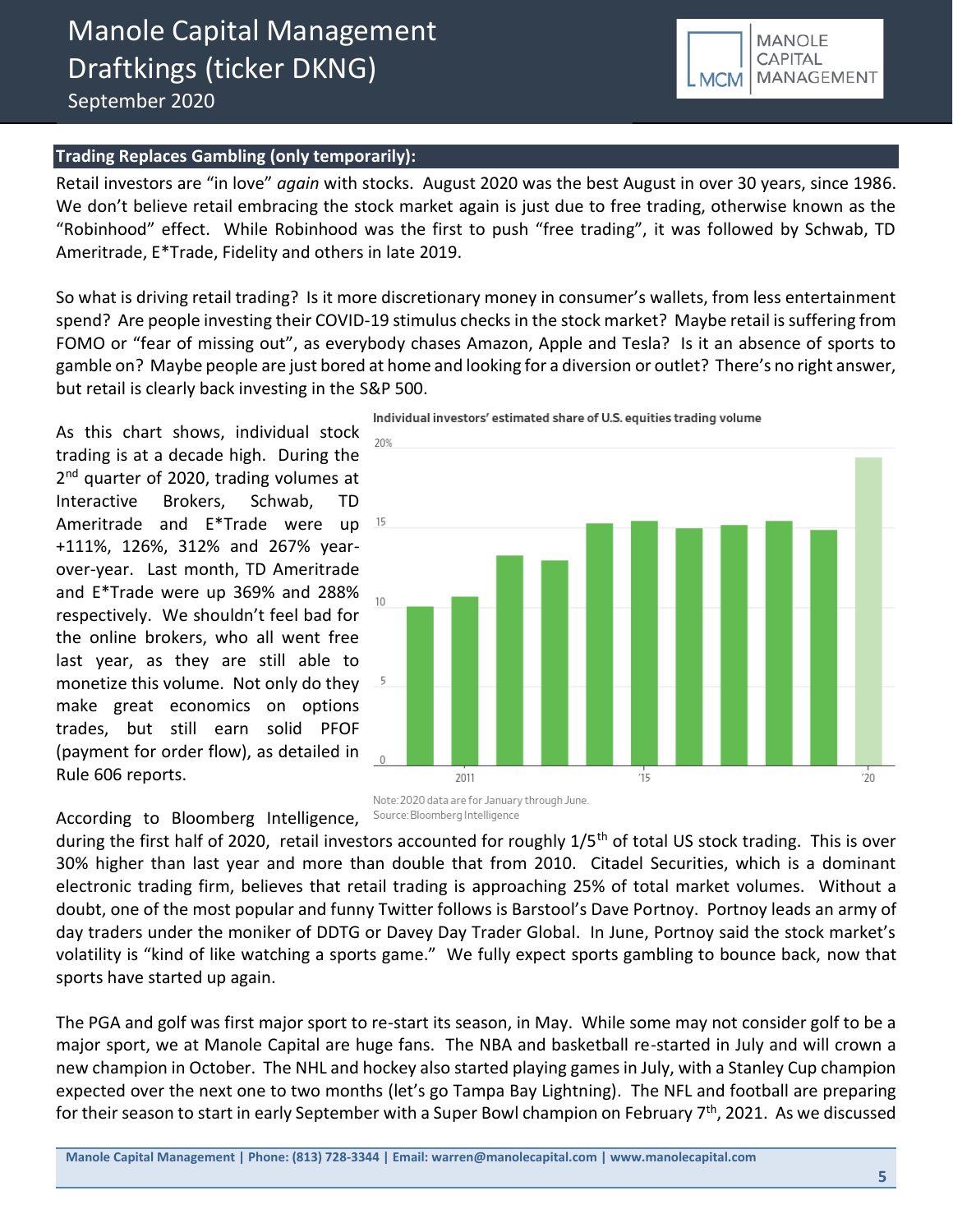## Trading Replaces Gambling (only temporarily):

Retail investors are "in love" *again* with stocks. August 2020 was the best August in over 30 years, since 1986. We don't believe retail embracing the stock market again is just due to free trading, otherwise known as the "Robinhood" effect. While Robinhood was the first to push "free trading", it was followed by Schwab, TD Ameritrade, E*Trade, Fidelity and others in late 2019.

So what is driving retail trading? Is it more discretionary money in consumer's wallets, from less entertainment spend? Are people investing their COVID-19 stimulus checks in the stock market? Maybe retail is suffering from FOMO or "fear of missing out", as everybody chases Amazon, Apple and Tesla? Is it an absence of sports to gamble on? Maybe people are just bored at home and looking for a diversion or outlet? There's no right answer, but retail is clearly back investing in the S&P 500.

As this chart shows, individual stock trading is at a decade high. During the 2nd quarter of 2020, trading volumes at Interactive Brokers, Schwab, TD Ameritrade and E*Trade were up +111%, 126%, 312% and 267% year-over-year. Last month, TD Ameritrade and E*Trade were up 369% and 288% respectively. We shouldn't feel bad for the online brokers, who all went free last year, as they are still able to monetize this volume. Not only do they make great economics on options trades, but still earn solid PFOF (payment for order flow), as detailed in Rule 606 reports.

Individual investors' estimated share of U.S. equities trading volume

20%
15
10
5
0
2011
'15
'20

Note: 2020 data are for January through June.
Source: Bloomberg Intelligence

According to Bloomberg Intelligence, during the first half of 2020, retail investors accounted for roughly 1/5th of total US stock trading. This is over 30% higher than last year and more than double that from 2010. Citadel Securities, which is a dominant electronic trading firm, believes that retail trading is approaching 25% of total market volumes. Without a doubt, one of the most popular and funny Twitter follows is Barstool's Dave Portnoy. Portnoy leads an army of day traders under the moniker of DDTG or Davey Day Trader Global. In June, Portnoy said the stock market's volatility is "kind of like watching a sports game." We fully expect sports gambling to bounce back, now that sports have started up again.

The PGA and golf was first major sport to re-start its season, in May. While some may not consider golf to be a major sport, we at Manole Capital are huge fans. The NBA and basketball re-started in July and will crown a new champion in October. The NHL and hockey also started playing games in July, with a Stanley Cup champion expected over the next one to two months (let's go Tampa Bay Lightning). The NFL and football are preparing for their season to start in early September with a Super Bowl champion on February 7th, 2021. As we discussed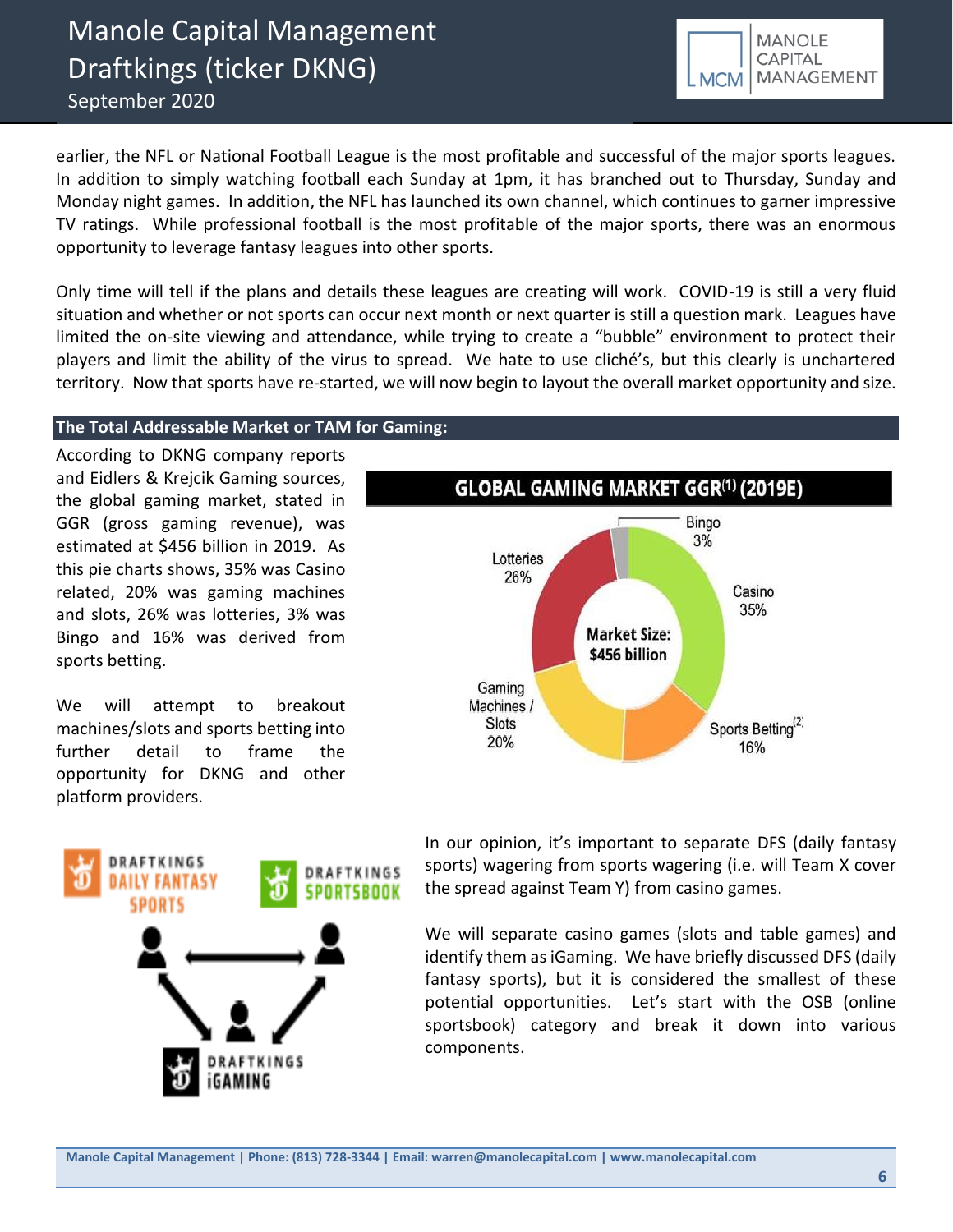earlier, the NFL or National Football League is the most profitable and successful of the major sports leagues. In addition to simply watching football each Sunday at 1pm, it has branched out to Thursday, Sunday and Monday night games. In addition, the NFL has launched its own channel, which continues to garner impressive TV ratings. While professional football is the most profitable of the major sports, there was an enormous opportunity to leverage fantasy leagues into other sports.

Only time will tell if the plans and details these leagues are creating will work. COVID-19 is still a very fluid situation and whether or not sports can occur next month or next quarter is still a question mark. Leagues have limited the on-site viewing and attendance, while trying to create a "bubble" environment to protect their players and limit the ability of the virus to spread. We hate to use cliché's, but this clearly is unchartered territory. Now that sports have re-started, we will now begin to layout the overall market opportunity and size.

## The Total Addressable Market or TAM for Gaming:

According to DKNG company reports and Eidlers & Krejcik Gaming sources, the global gaming market, stated in GGR (gross gaming revenue), was estimated at $456 billion in 2019. As this pie charts shows, 35% was Casino related, 20% was gaming machines and slots, 26% was lotteries, 3% was Bingo and 16% was derived from sports betting.

We will attempt to breakout machines/slots and sports betting into further detail to frame the opportunity for DKNG and other platform providers.

GLOBAL GAMING MARKET GGR(1) (2019E)

Market Size: $456 billion

Bingo 3%

Casino 35%

Sports Betting(2) 16%

Gaming Machines / Slots 20%

Lotteries 26%

DRAFTKINGS DAILY FANTASY SPORTS

DRAFTKINGS SPORTSBOOK

DRAFTKINGS iGAMING

In our opinion, it's important to separate DFS (daily fantasy sports) wagering from sports wagering (i.e. will Team X cover the spread against Team Y) from casino games.

We will separate casino games (slots and table games) and identify them as iGaming. We have briefly discussed DFS (daily fantasy sports), but it is considered the smallest of these potential opportunities. Let's start with the OSB (online sportsbook) category and break it down into various components.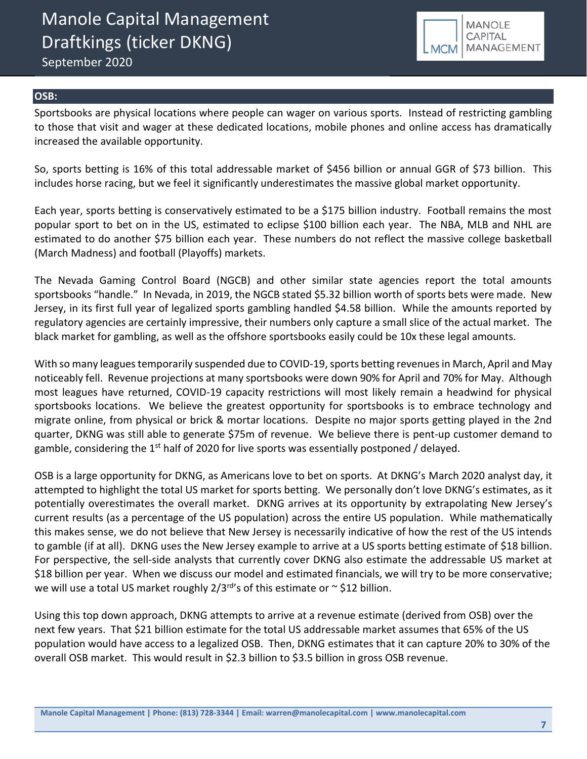## OSB:

Sportsbooks are physical locations where people can wager on various sports. Instead of restricting gambling to those that visit and wager at these dedicated locations, mobile phones and online access has dramatically increased the available opportunity.

So, sports betting is 16% of this total addressable market of $456 billion or annual GGR of $73 billion. This includes horse racing, but we feel it significantly underestimates the massive global market opportunity.

Each year, sports betting is conservatively estimated to be a $175 billion industry. Football remains the most popular sport to bet on in the US, estimated to eclipse $100 billion each year. The NBA, MLB and NHL are estimated to do another $75 billion each year. These numbers do not reflect the massive college basketball (March Madness) and football (Playoffs) markets.

The Nevada Gaming Control Board (NGCB) and other similar state agencies report the total amounts sportsbooks "handle." In Nevada, in 2019, the NGCB stated $5.32 billion worth of sports bets were made. New Jersey, in its first full year of legalized sports gambling handled $4.58 billion. While the amounts reported by regulatory agencies are certainly impressive, their numbers only capture a small slice of the actual market. The black market for gambling, as well as the offshore sportsbooks easily could be 10x these legal amounts.

With so many leagues temporarily suspended due to COVID-19, sports betting revenues in March, April and May noticeably fell. Revenue projections at many sportsbooks were down 90% for April and 70% for May. Although most leagues have returned, COVID-19 capacity restrictions will most likely remain a headwind for physical sportsbooks locations. We believe the greatest opportunity for sportsbooks is to embrace technology and migrate online, from physical or brick & mortar locations. Despite no major sports getting played in the 2nd quarter, DKNG was still able to generate $75m of revenue. We believe there is pent-up customer demand to gamble, considering the 1st half of 2020 for live sports was essentially postponed / delayed.

OSB is a large opportunity for DKNG, as Americans love to bet on sports. At DKNG's March 2020 analyst day, it attempted to highlight the total US market for sports betting. We personally don't love DKNG's estimates, as it potentially overestimates the overall market. DKNG arrives at its opportunity by extrapolating New Jersey's current results (as a percentage of the US population) across the entire US population. While mathematically this makes sense, we do not believe that New Jersey is necessarily indicative of how the rest of the US intends to gamble (if at all). DKNG uses the New Jersey example to arrive at a US sports betting estimate of $18 billion. For perspective, the sell-side analysts that currently cover DKNG also estimate the addressable US market at $18 billion per year. When we discuss our model and estimated financials, we will try to be more conservative; we will use a total US market roughly 2/3rd's of this estimate or ~ $12 billion.

Using this top down approach, DKNG attempts to arrive at a revenue estimate (derived from OSB) over the next few years. That $21 billion estimate for the total US addressable market assumes that 65% of the US population would have access to a legalized OSB. Then, DKNG estimates that it can capture 20% to 30% of the overall OSB market. This would result in $2.3 billion to $3.5 billion in gross OSB revenue.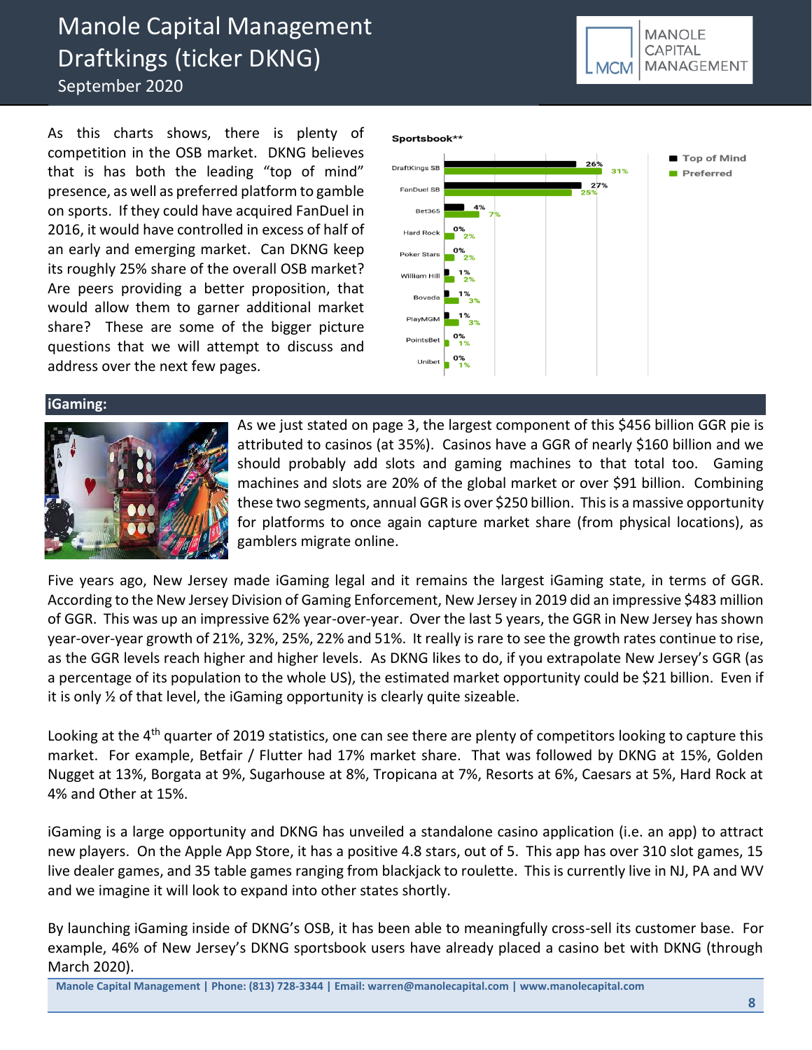As this charts shows, there is plenty of competition in the OSB market. DKNG believes that is has both the leading "top of mind" presence, as well as preferred platform to gamble on sports. If they could have acquired FanDuel in 2016, it would have controlled in excess of half of an early and emerging market. Can DKNG keep its roughly 25% share of the overall OSB market? Are peers providing a better proposition, that would allow them to garner additional market share? These are some of the bigger picture questions that we will attempt to discuss and address over the next few pages.

Sportsbook**

Top of Mind
Preferred

DraftKings SB 26% 31%
FanDuel SB 27% 25%
Bet365 4% 7%
Hard Rock 0% 2%
Poker Stars 0% 2%
William Hill 1% 2%
Bovada 1% 3%
PlayMGM 1% 3%
PointsBet 0% 1%
Unibet 0% 1%

## iGaming:

As we just stated on page 3, the largest component of this $456 billion GGR pie is attributed to casinos (at 35%). Casinos have a GGR of nearly $160 billion and we should probably add slots and gaming machines to that total too. Gaming machines and slots are 20% of the global market or over $91 billion. Combining these two segments, annual GGR is over $250 billion. This is a massive opportunity for platforms to once again capture market share (from physical locations), as gamblers migrate online.

Five years ago, New Jersey made iGaming legal and it remains the largest iGaming state, in terms of GGR. According to the New Jersey Division of Gaming Enforcement, New Jersey in 2019 did an impressive $483 million of GGR. This was up an impressive 62% year-over-year. Over the last 5 years, the GGR in New Jersey has shown year-over-year growth of 21%, 32%, 25%, 22% and 51%. It really is rare to see the growth rates continue to rise, as the GGR levels reach higher and higher levels. As DKNG likes to do, if you extrapolate New Jersey's GGR (as a percentage of its population to the whole US), the estimated market opportunity could be $21 billion. Even if it is only ½ of that level, the iGaming opportunity is clearly quite sizeable.

Looking at the 4th quarter of 2019 statistics, one can see there are plenty of competitors looking to capture this market. For example, Betfair / Flutter had 17% market share. That was followed by DKNG at 15%, Golden Nugget at 13%, Borgata at 9%, Sugarhouse at 8%, Tropicana at 7%, Resorts at 6%, Caesars at 5%, Hard Rock at 4% and Other at 15%.

iGaming is a large opportunity and DKNG has unveiled a standalone casino application (i.e. an app) to attract new players. On the Apple App Store, it has a positive 4.8 stars, out of 5. This app has over 310 slot games, 15 live dealer games, and 35 table games ranging from blackjack to roulette. This is currently live in NJ, PA and WV and we imagine it will look to expand into other states shortly.

By launching iGaming inside of DKNG's OSB, it has been able to meaningfully cross-sell its customer base. For example, 46% of New Jersey's DKNG sportsbook users have already placed a casino bet with DKNG (through March 2020).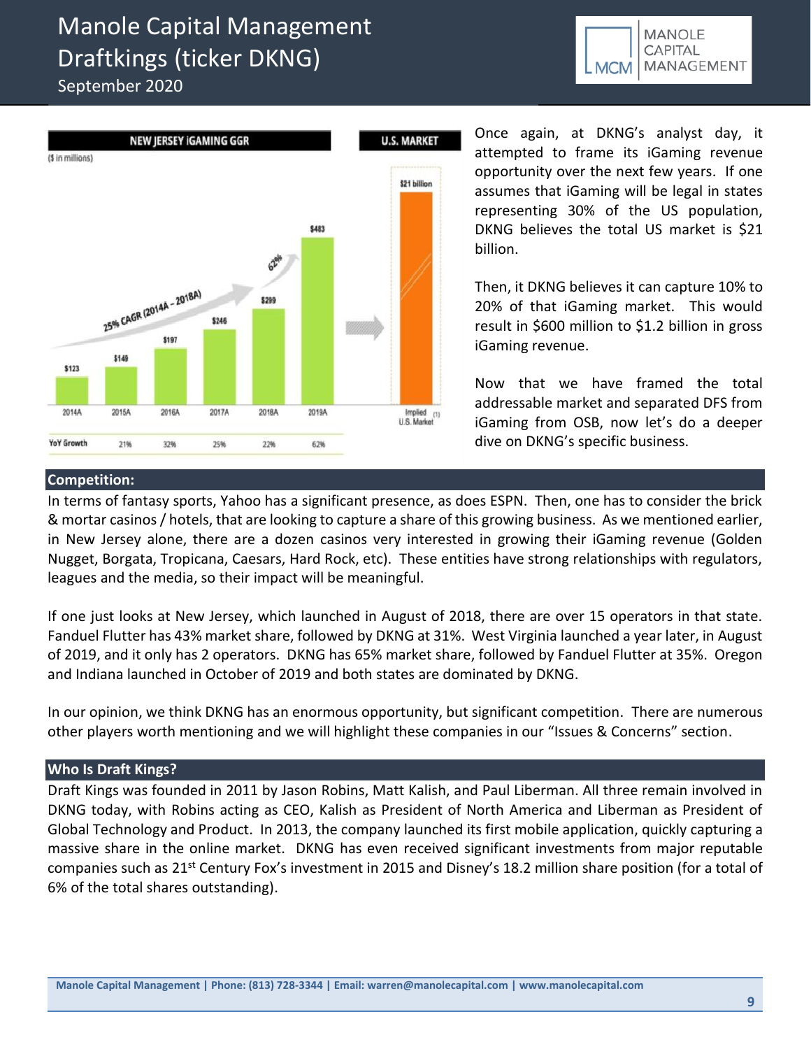NEW JERSEY iGAMING GGR

($ in millions)

U.S. MARKET

$21 billion

25% CAGR (2014A – 2018A)

62%

$123
$149
$197
$246
$299
$483

2014A
2015A
2016A
2017A
2018A
2019A

Implied U.S. Market (1)

YoY Growth
21%
32%
25%
22%
62%

Once again, at DKNG's analyst day, it attempted to frame its iGaming revenue opportunity over the next few years. If one assumes that iGaming will be legal in states representing 30% of the US population, DKNG believes the total US market is $21 billion.

Then, it DKNG believes it can capture 10% to 20% of that iGaming market. This would result in $600 million to $1.2 billion in gross iGaming revenue.

Now that we have framed the total addressable market and separated DFS from iGaming from OSB, now let's do a deeper dive on DKNG's specific business.

## Competition:

In terms of fantasy sports, Yahoo has a significant presence, as does ESPN. Then, one has to consider the brick & mortar casinos / hotels, that are looking to capture a share of this growing business. As we mentioned earlier, in New Jersey alone, there are a dozen casinos very interested in growing their iGaming revenue (Golden Nugget, Borgata, Tropicana, Caesars, Hard Rock, etc). These entities have strong relationships with regulators, leagues and the media, so their impact will be meaningful.

If one just looks at New Jersey, which launched in August of 2018, there are over 15 operators in that state. Fanduel Flutter has 43% market share, followed by DKNG at 31%. West Virginia launched a year later, in August of 2019, and it only has 2 operators. DKNG has 65% market share, followed by Fanduel Flutter at 35%. Oregon and Indiana launched in October of 2019 and both states are dominated by DKNG.

In our opinion, we think DKNG has an enormous opportunity, but significant competition. There are numerous other players worth mentioning and we will highlight these companies in our "Issues & Concerns" section.

## Who Is Draft Kings?

Draft Kings was founded in 2011 by Jason Robins, Matt Kalish, and Paul Liberman. All three remain involved in DKNG today, with Robins acting as CEO, Kalish as President of North America and Liberman as President of Global Technology and Product. In 2013, the company launched its first mobile application, quickly capturing a massive share in the online market. DKNG has even received significant investments from major reputable companies such as 21st Century Fox's investment in 2015 and Disney's 18.2 million share position (for a total of 6% of the total shares outstanding).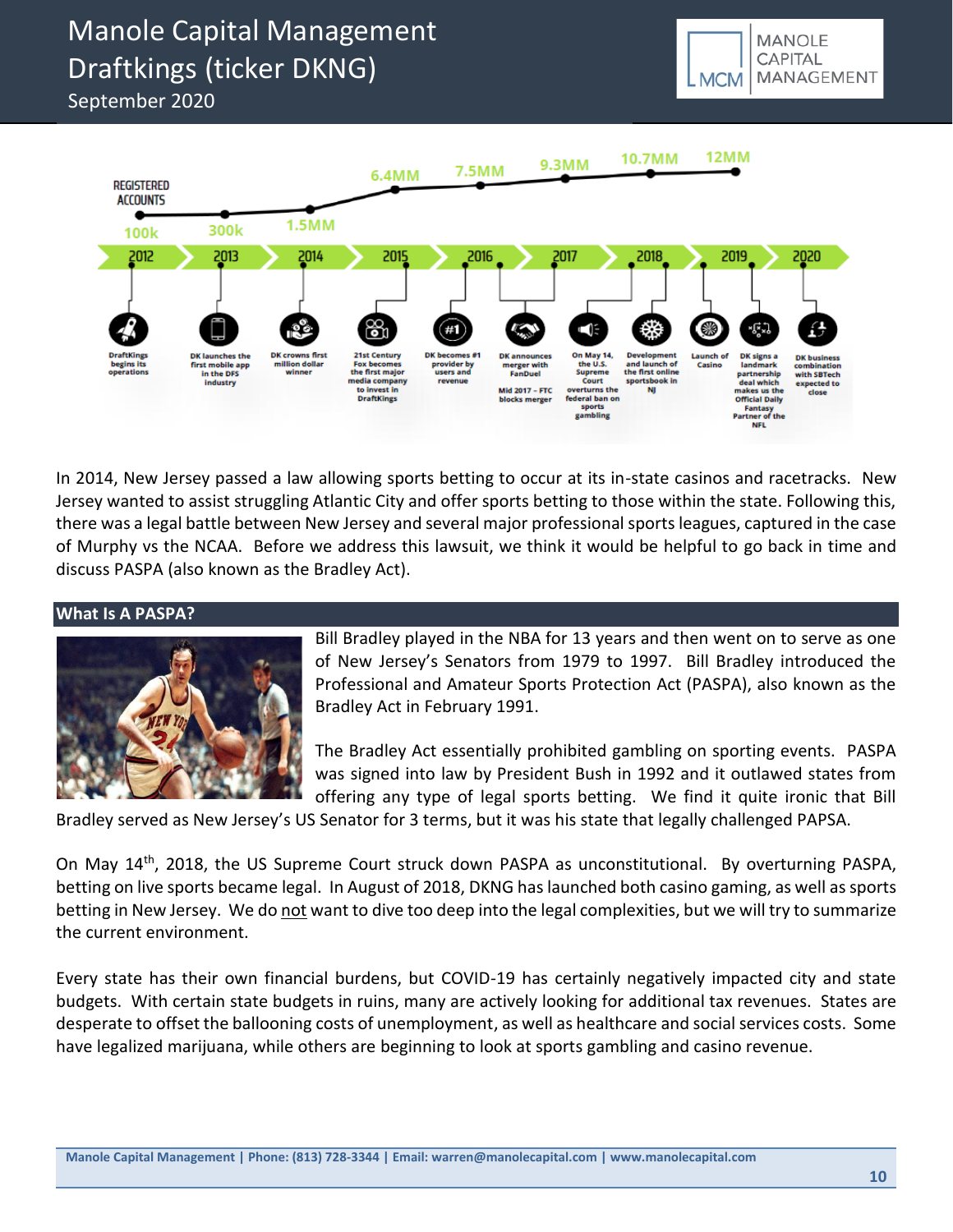REGISTERED ACCOUNTS

100k
300k
1.5MM
6.4MM
7.5MM
9.3MM
10.7MM
12MM

2012
2013
2014
2015
2016
2017
2018
2019
2020

DraftKings begins its operations

DK launches the first mobile app in the DFS industry

DK crowns first million dollar winner

21st Century Fox becomes the first major media company to invest in DraftKings

DK becomes #1 provider by users and revenue

DK announces merger with FanDuel

Mid 2017 – FTC blocks merger

On May 14, the U.S. Supreme Court overturns the federal ban on sports gambling

Development and launch of the first online sportsbook in NJ

Launch of Casino

DK signs a landmark partnership deal which makes us the Official Daily Fantasy Partner of the NFL

DK business combination with SBTech expected to close

In 2014, New Jersey passed a law allowing sports betting to occur at its in-state casinos and racetracks. New Jersey wanted to assist struggling Atlantic City and offer sports betting to those within the state. Following this, there was a legal battle between New Jersey and several major professional sports leagues, captured in the case of Murphy vs the NCAA. Before we address this lawsuit, we think it would be helpful to go back in time and discuss PASPA (also known as the Bradley Act).

## What Is A PASPA?

Bill Bradley played in the NBA for 13 years and then went on to serve as one of New Jersey's Senators from 1979 to 1997. Bill Bradley introduced the Professional and Amateur Sports Protection Act (PASPA), also known as the Bradley Act in February 1991.

The Bradley Act essentially prohibited gambling on sporting events. PASPA was signed into law by President Bush in 1992 and it outlawed states from offering any type of legal sports betting. We find it quite ironic that Bill Bradley served as New Jersey's US Senator for 3 terms, but it was his state that legally challenged PAPSA.

On May 14th, 2018, the US Supreme Court struck down PASPA as unconstitutional. By overturning PASPA, betting on live sports became legal. In August of 2018, DKNG has launched both casino gaming, as well as sports betting in New Jersey. We do not want to dive too deep into the legal complexities, but we will try to summarize the current environment.

Every state has their own financial burdens, but COVID-19 has certainly negatively impacted city and state budgets. With certain state budgets in ruins, many are actively looking for additional tax revenues. States are desperate to offset the ballooning costs of unemployment, as well as healthcare and social services costs. Some have legalized marijuana, while others are beginning to look at sports gambling and casino revenue.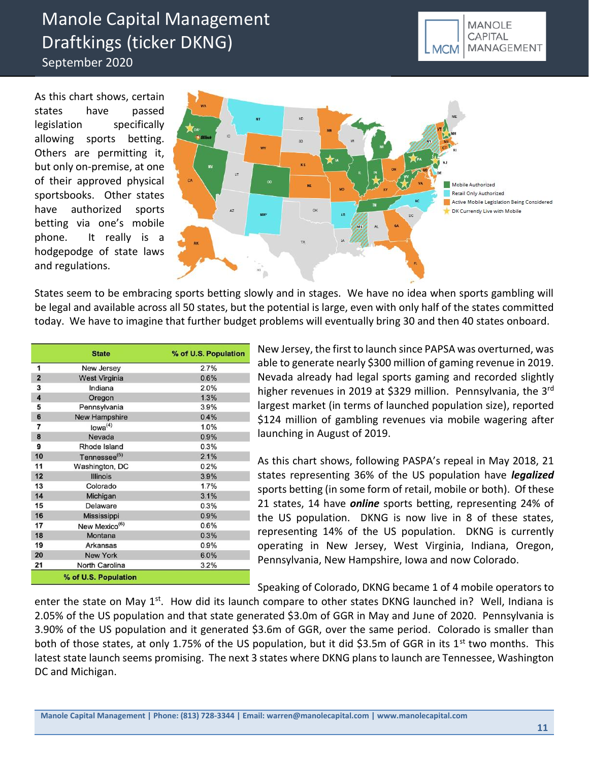As this chart shows, certain states have passed legislation specifically allowing sports betting. Others are permitting it, but only on-premise, at one of their approved physical sportsbooks. Other states have authorized sports betting via one's mobile phone. It really is a hodgepodge of state laws and regulations.

WA
MT
ND
ME
OR
SBTech
ID
MN
WI
VT
NH
NY
MA
CT
RI
SD
WY
MI
IA
PA
NJ
NV
UT
CO
NE
KS
IL
IN
OH
MD
DE
WV
VA
KY
CA
MO
NC
TN
OK
AR
SC
AZ
NM
MS
AL
GA
TX
LA
AK
FL
HI

Mobile Authorized
Retail Only Authorized
Active Mobile Legislation Being Considered
DK Currently Live with Mobile

States seem to be embracing sports betting slowly and in stages. We have no idea when sports gambling will be legal and available across all 50 states, but the potential is large, even with only half of the states committed today. We have to imagine that further budget problems will eventually bring 30 and then 40 states onboard.

| | State | % of U.S. Population |
|---|---|---|
| 1 | New Jersey | 2.7% |
| 2 | West Virginia | 0.6% |
| 3 | Indiana | 2.0% |
| 4 | Oregon | 1.3% |
| 5 | Pennsylvania | 3.9% |
| 6 | New Hampshire | 0.4% |
| 7 | Iowa[(4)] | 1.0% |
| 8 | Nevada | 0.9% |
| 9 | Rhode Island | 0.3% |
| 10 | Tennessee[(5)] | 2.1% |
| 11 | Washington, DC | 0.2% |
| 12 | Illinois | 3.9% |
| 13 | Colorado | 1.7% |
| 14 | Michigan | 3.1% |
| 15 | Delaware | 0.3% |
| 16 | Mississippi | 0.9% |
| 17 | New Mexico[(6)] | 0.6% |
| 18 | Montana | 0.3% |
| 19 | Arkansas | 0.9% |
| 20 | New York | 6.0% |
| 21 | North Carolina | 3.2% |
| | % of U.S. Population | |

New Jersey, the first to launch since PAPSA was overturned, was able to generate nearly $300 million of gaming revenue in 2019. Nevada already had legal sports gaming and recorded slightly higher revenues in 2019 at $329 million. Pennsylvania, the 3rd largest market (in terms of launched population size), reported $124 million of gambling revenues via mobile wagering after launching in August of 2019.

As this chart shows, following PASPA's repeal in May 2018, 21 states representing 36% of the US population have ***legalized*** sports betting (in some form of retail, mobile or both). Of these 21 states, 14 have ***online*** sports betting, representing 24% of the US population. DKNG is now live in 8 of these states, representing 14% of the US population. DKNG is currently operating in New Jersey, West Virginia, Indiana, Oregon, Pennsylvania, New Hampshire, Iowa and now Colorado.

Speaking of Colorado, DKNG became 1 of 4 mobile operators to enter the state on May 1st. How did its launch compare to other states DKNG launched in? Well, Indiana is 2.05% of the US population and that state generated $3.0m of GGR in May and June of 2020. Pennsylvania is 3.90% of the US population and it generated $3.6m of GGR, over the same period. Colorado is smaller than both of those states, at only 1.75% of the US population, but it did $3.5m of GGR in its 1st two months. This latest state launch seems promising. The next 3 states where DKNG plans to launch are Tennessee, Washington DC and Michigan.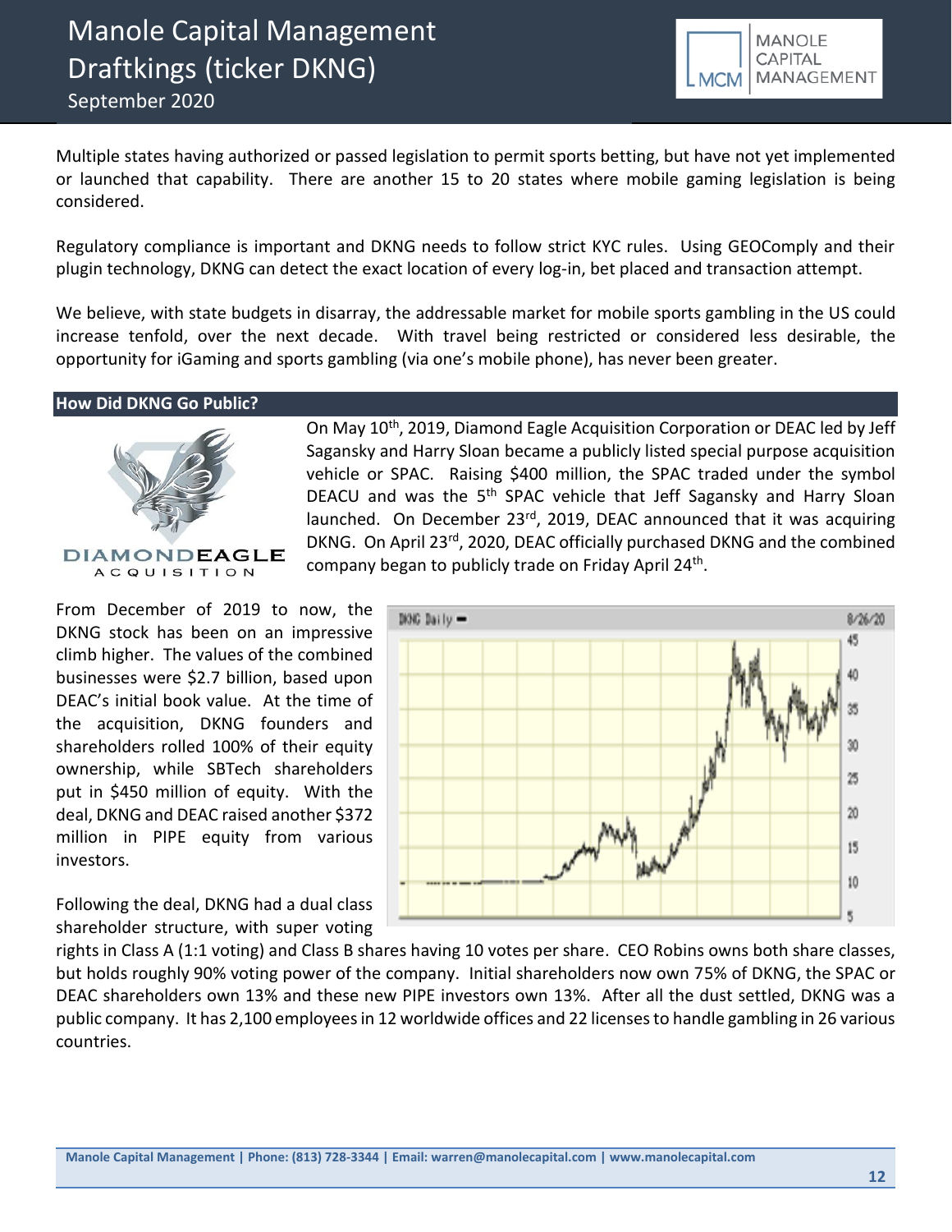Multiple states having authorized or passed legislation to permit sports betting, but have not yet implemented or launched that capability. There are another 15 to 20 states where mobile gaming legislation is being considered.

Regulatory compliance is important and DKNG needs to follow strict KYC rules. Using GEOComply and their plugin technology, DKNG can detect the exact location of every log-in, bet placed and transaction attempt.

We believe, with state budgets in disarray, the addressable market for mobile sports gambling in the US could increase tenfold, over the next decade. With travel being restricted or considered less desirable, the opportunity for iGaming and sports gambling (via one's mobile phone), has never been greater.

## How Did DKNG Go Public?

DIAMONDEAGLE ACQUISITION

On May 10th, 2019, Diamond Eagle Acquisition Corporation or DEAC led by Jeff Sagansky and Harry Sloan became a publicly listed special purpose acquisition vehicle or SPAC. Raising $400 million, the SPAC traded under the symbol DEACU and was the 5th SPAC vehicle that Jeff Sagansky and Harry Sloan launched. On December 23rd, 2019, DEAC announced that it was acquiring DKNG. On April 23rd, 2020, DEAC officially purchased DKNG and the combined company began to publicly trade on Friday April 24th.

From December of 2019 to now, the DKNG stock has been on an impressive climb higher. The values of the combined businesses were $2.7 billion, based upon DEAC's initial book value. At the time of the acquisition, DKNG founders and shareholders rolled 100% of their equity ownership, while SBTech shareholders put in $450 million of equity. With the deal, DKNG and DEAC raised another $372 million in PIPE equity from various investors.

DKNG Daily
8/26/20
45
40
35
30
25
20
15
10
5

Following the deal, DKNG had a dual class shareholder structure, with super voting rights in Class A (1:1 voting) and Class B shares having 10 votes per share. CEO Robins owns both share classes, but holds roughly 90% voting power of the company. Initial shareholders now own 75% of DKNG, the SPAC or DEAC shareholders own 13% and these new PIPE investors own 13%. After all the dust settled, DKNG was a public company. It has 2,100 employees in 12 worldwide offices and 22 licenses to handle gambling in 26 various countries.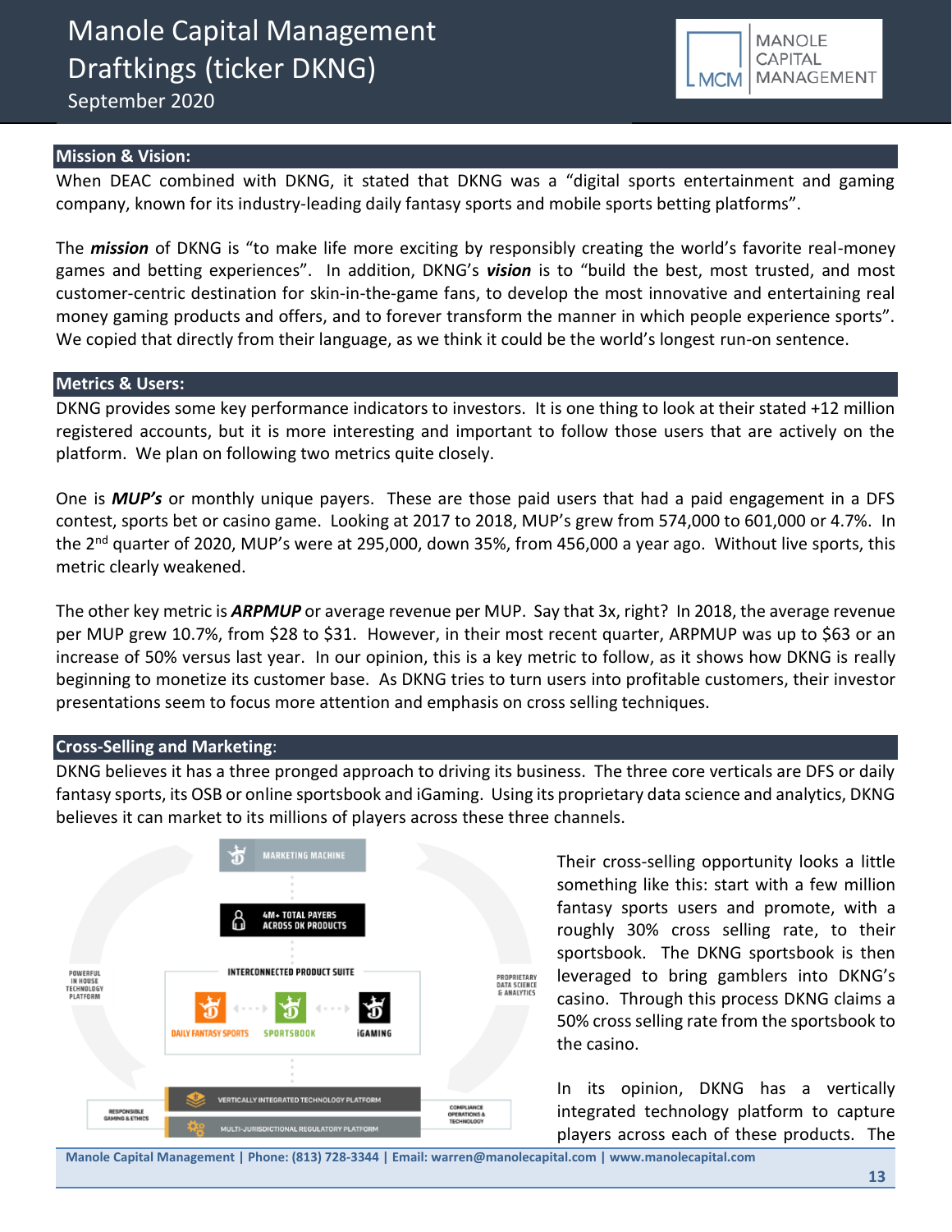## Mission & Vision:

When DEAC combined with DKNG, it stated that DKNG was a "digital sports entertainment and gaming company, known for its industry-leading daily fantasy sports and mobile sports betting platforms".

The ***mission*** of DKNG is "to make life more exciting by responsibly creating the world's favorite real-money games and betting experiences". In addition, DKNG's ***vision*** is to "build the best, most trusted, and most customer-centric destination for skin-in-the-game fans, to develop the most innovative and entertaining real money gaming products and offers, and to forever transform the manner in which people experience sports". We copied that directly from their language, as we think it could be the world's longest run-on sentence.

## Metrics & Users:

DKNG provides some key performance indicators to investors. It is one thing to look at their stated +12 million registered accounts, but it is more interesting and important to follow those users that are actively on the platform. We plan on following two metrics quite closely.

One is ***MUP's*** or monthly unique payers. These are those paid users that had a paid engagement in a DFS contest, sports bet or casino game. Looking at 2017 to 2018, MUP's grew from 574,000 to 601,000 or 4.7%. In the 2nd quarter of 2020, MUP's were at 295,000, down 35%, from 456,000 a year ago. Without live sports, this metric clearly weakened.

The other key metric is ***ARPMUP*** or average revenue per MUP. Say that 3x, right? In 2018, the average revenue per MUP grew 10.7%, from $28 to $31. However, in their most recent quarter, ARPMUP was up to $63 or an increase of 50% versus last year. In our opinion, this is a key metric to follow, as it shows how DKNG is really beginning to monetize its customer base. As DKNG tries to turn users into profitable customers, their investor presentations seem to focus more attention and emphasis on cross selling techniques.

## Cross-Selling and Marketing:

DKNG believes it has a three pronged approach to driving its business. The three core verticals are DFS or daily fantasy sports, its OSB or online sportsbook and iGaming. Using its proprietary data science and analytics, DKNG believes it can market to its millions of players across these three channels.

MARKETING MACHINE
4M+ TOTAL PAYERS ACROSS DK PRODUCTS
POWERFUL IN HOUSE TECHNOLOGY PLATFORM
INTERCONNECTED PRODUCT SUITE
PROPRIETARY DATA SCIENCE & ANALYTICS
DAILY FANTASY SPORTS
SPORTSBOOK
iGAMING
RESPONSIBLE GAMING & ETHICS
VERTICALLY INTEGRATED TECHNOLOGY PLATFORM
MULTI-JURISDICTIONAL REGULATORY PLATFORM
COMPLIANCE OPERATIONS & TECHNOLOGY

Their cross-selling opportunity looks a little something like this: start with a few million fantasy sports users and promote, with a roughly 30% cross selling rate, to their sportsbook. The DKNG sportsbook is then leveraged to bring gamblers into DKNG's casino. Through this process DKNG claims a 50% cross selling rate from the sportsbook to the casino.

In its opinion, DKNG has a vertically integrated technology platform to capture players across each of these products. The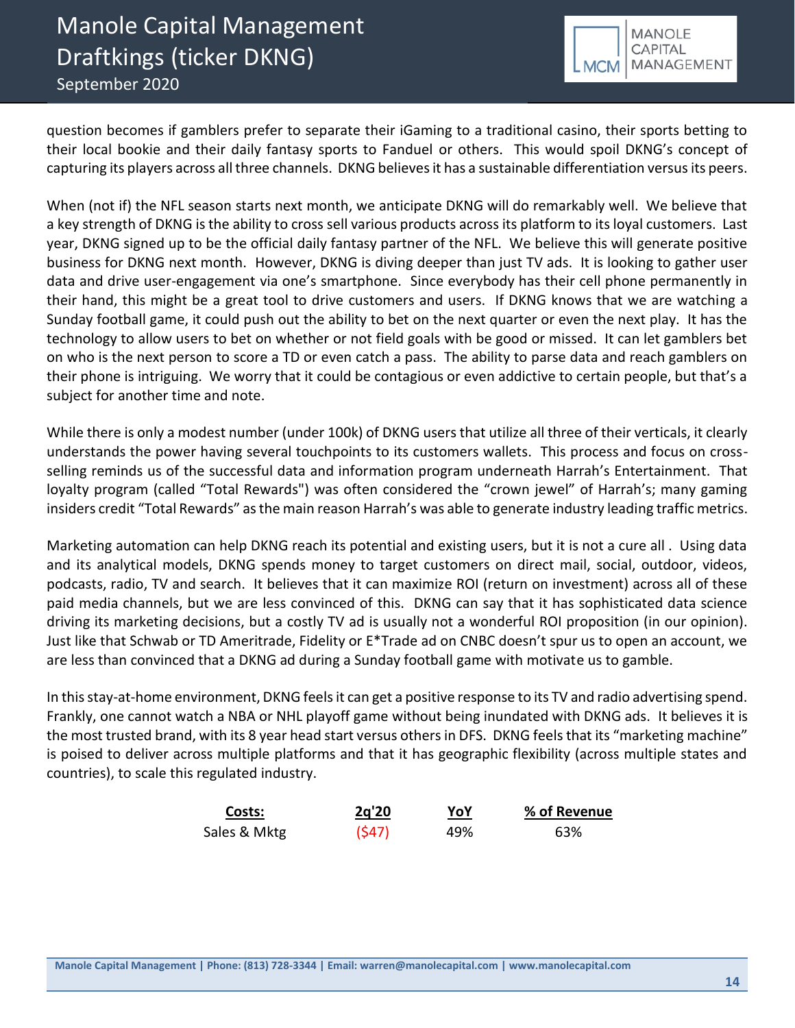question becomes if gamblers prefer to separate their iGaming to a traditional casino, their sports betting to their local bookie and their daily fantasy sports to Fanduel or others. This would spoil DKNG's concept of capturing its players across all three channels. DKNG believes it has a sustainable differentiation versus its peers.

When (not if) the NFL season starts next month, we anticipate DKNG will do remarkably well. We believe that a key strength of DKNG is the ability to cross sell various products across its platform to its loyal customers. Last year, DKNG signed up to be the official daily fantasy partner of the NFL. We believe this will generate positive business for DKNG next month. However, DKNG is diving deeper than just TV ads. It is looking to gather user data and drive user-engagement via one's smartphone. Since everybody has their cell phone permanently in their hand, this might be a great tool to drive customers and users. If DKNG knows that we are watching a Sunday football game, it could push out the ability to bet on the next quarter or even the next play. It has the technology to allow users to bet on whether or not field goals with be good or missed. It can let gamblers bet on who is the next person to score a TD or even catch a pass. The ability to parse data and reach gamblers on their phone is intriguing. We worry that it could be contagious or even addictive to certain people, but that's a subject for another time and note.

While there is only a modest number (under 100k) of DKNG users that utilize all three of their verticals, it clearly understands the power having several touchpoints to its customers wallets. This process and focus on cross-selling reminds us of the successful data and information program underneath Harrah's Entertainment. That loyalty program (called "Total Rewards") was often considered the "crown jewel" of Harrah's; many gaming insiders credit "Total Rewards" as the main reason Harrah's was able to generate industry leading traffic metrics.

Marketing automation can help DKNG reach its potential and existing users, but it is not a cure all . Using data and its analytical models, DKNG spends money to target customers on direct mail, social, outdoor, videos, podcasts, radio, TV and search. It believes that it can maximize ROI (return on investment) across all of these paid media channels, but we are less convinced of this. DKNG can say that it has sophisticated data science driving its marketing decisions, but a costly TV ad is usually not a wonderful ROI proposition (in our opinion). Just like that Schwab or TD Ameritrade, Fidelity or E*Trade ad on CNBC doesn't spur us to open an account, we are less than convinced that a DKNG ad during a Sunday football game with motivate us to gamble.

In this stay-at-home environment, DKNG feels it can get a positive response to its TV and radio advertising spend. Frankly, one cannot watch a NBA or NHL playoff game without being inundated with DKNG ads. It believes it is the most trusted brand, with its 8 year head start versus others in DFS. DKNG feels that its "marketing machine" is poised to deliver across multiple platforms and that it has geographic flexibility (across multiple states and countries), to scale this regulated industry.

| Costs: | 2q'20 | YoY | % of Revenue |
|---|---|---|---|
| Sales & Mktg | ($47) | 49% | 63% |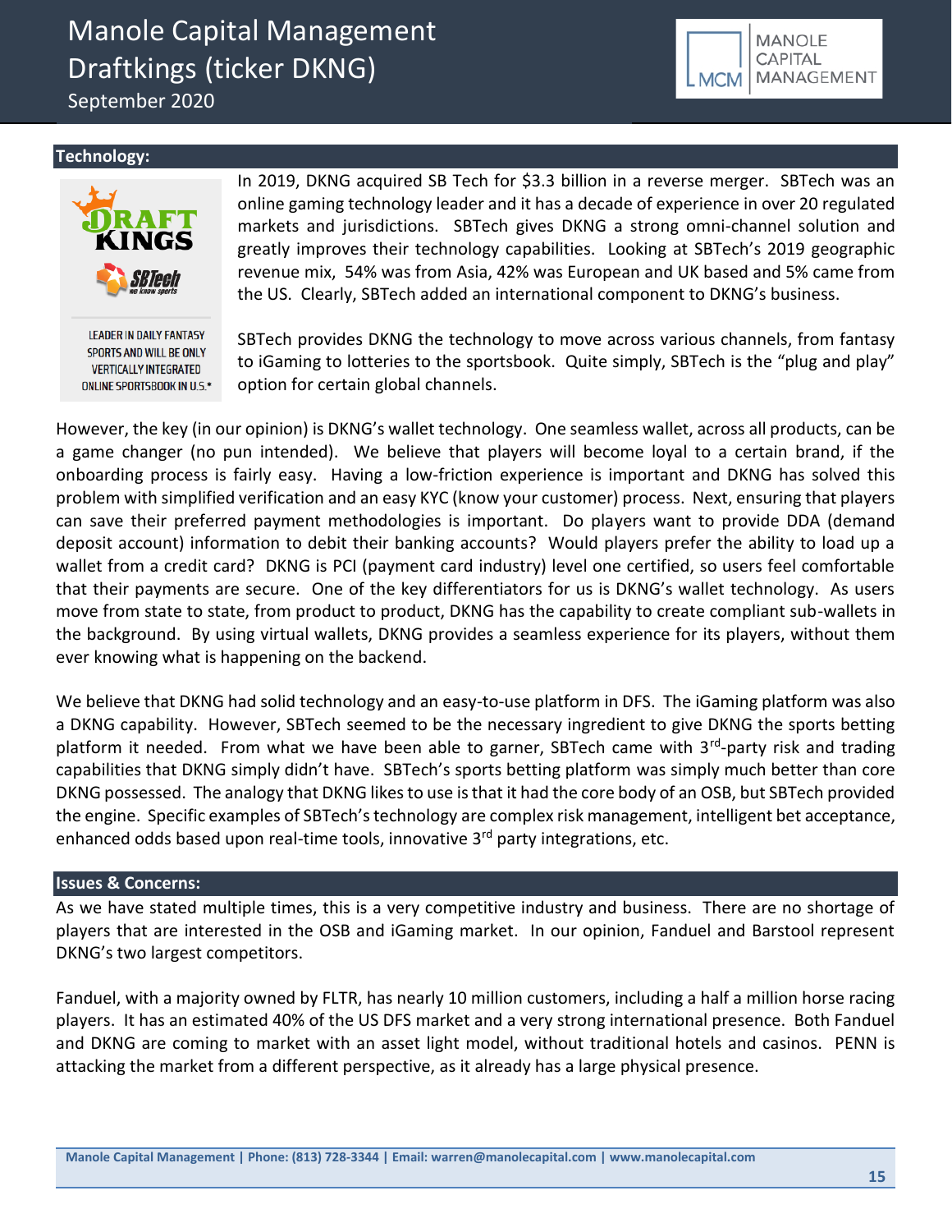## Technology:

LEADER IN DAILY FANTASY SPORTS AND WILL BE ONLY VERTICALLY INTEGRATED ONLINE SPORTSBOOK IN U.S.*

In 2019, DKNG acquired SB Tech for $3.3 billion in a reverse merger. SBTech was an online gaming technology leader and it has a decade of experience in over 20 regulated markets and jurisdictions. SBTech gives DKNG a strong omni-channel solution and greatly improves their technology capabilities. Looking at SBTech's 2019 geographic revenue mix, 54% was from Asia, 42% was European and UK based and 5% came from the US. Clearly, SBTech added an international component to DKNG's business.

SBTech provides DKNG the technology to move across various channels, from fantasy to iGaming to lotteries to the sportsbook. Quite simply, SBTech is the "plug and play" option for certain global channels.

However, the key (in our opinion) is DKNG's wallet technology. One seamless wallet, across all products, can be a game changer (no pun intended). We believe that players will become loyal to a certain brand, if the onboarding process is fairly easy. Having a low-friction experience is important and DKNG has solved this problem with simplified verification and an easy KYC (know your customer) process. Next, ensuring that players can save their preferred payment methodologies is important. Do players want to provide DDA (demand deposit account) information to debit their banking accounts? Would players prefer the ability to load up a wallet from a credit card? DKNG is PCI (payment card industry) level one certified, so users feel comfortable that their payments are secure. One of the key differentiators for us is DKNG's wallet technology. As users move from state to state, from product to product, DKNG has the capability to create compliant sub-wallets in the background. By using virtual wallets, DKNG provides a seamless experience for its players, without them ever knowing what is happening on the backend.

We believe that DKNG had solid technology and an easy-to-use platform in DFS. The iGaming platform was also a DKNG capability. However, SBTech seemed to be the necessary ingredient to give DKNG the sports betting platform it needed. From what we have been able to garner, SBTech came with 3rd-party risk and trading capabilities that DKNG simply didn't have. SBTech's sports betting platform was simply much better than core DKNG possessed. The analogy that DKNG likes to use is that it had the core body of an OSB, but SBTech provided the engine. Specific examples of SBTech's technology are complex risk management, intelligent bet acceptance, enhanced odds based upon real-time tools, innovative 3rd party integrations, etc.

## Issues & Concerns:

As we have stated multiple times, this is a very competitive industry and business. There are no shortage of players that are interested in the OSB and iGaming market. In our opinion, Fanduel and Barstool represent DKNG's two largest competitors.

Fanduel, with a majority owned by FLTR, has nearly 10 million customers, including a half a million horse racing players. It has an estimated 40% of the US DFS market and a very strong international presence. Both Fanduel and DKNG are coming to market with an asset light model, without traditional hotels and casinos. PENN is attacking the market from a different perspective, as it already has a large physical presence.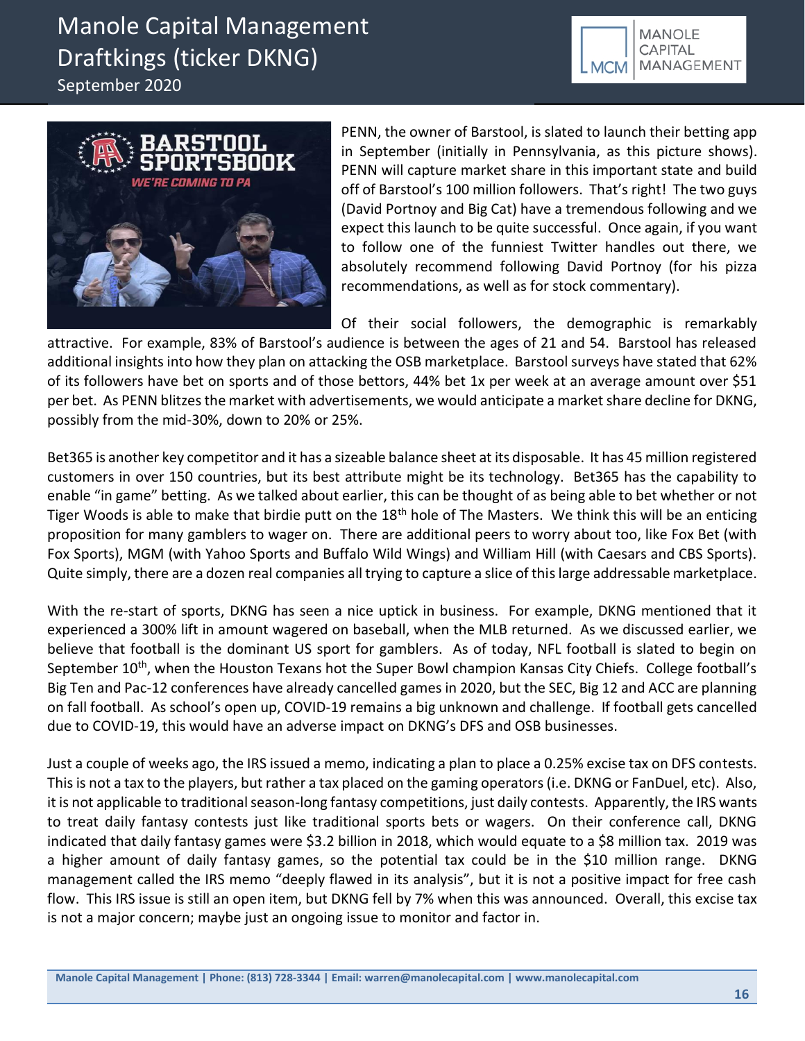PENN, the owner of Barstool, is slated to launch their betting app in September (initially in Pennsylvania, as this picture shows). PENN will capture market share in this important state and build off of Barstool's 100 million followers. That's right! The two guys (David Portnoy and Big Cat) have a tremendous following and we expect this launch to be quite successful. Once again, if you want to follow one of the funniest Twitter handles out there, we absolutely recommend following David Portnoy (for his pizza recommendations, as well as for stock commentary).

Of their social followers, the demographic is remarkably attractive. For example, 83% of Barstool's audience is between the ages of 21 and 54. Barstool has released additional insights into how they plan on attacking the OSB marketplace. Barstool surveys have stated that 62% of its followers have bet on sports and of those bettors, 44% bet 1x per week at an average amount over $51 per bet. As PENN blitzes the market with advertisements, we would anticipate a market share decline for DKNG, possibly from the mid-30%, down to 20% or 25%.

Bet365 is another key competitor and it has a sizeable balance sheet at its disposable. It has 45 million registered customers in over 150 countries, but its best attribute might be its technology. Bet365 has the capability to enable "in game" betting. As we talked about earlier, this can be thought of as being able to bet whether or not Tiger Woods is able to make that birdie putt on the 18th hole of The Masters. We think this will be an enticing proposition for many gamblers to wager on. There are additional peers to worry about too, like Fox Bet (with Fox Sports), MGM (with Yahoo Sports and Buffalo Wild Wings) and William Hill (with Caesars and CBS Sports). Quite simply, there are a dozen real companies all trying to capture a slice of this large addressable marketplace.

With the re-start of sports, DKNG has seen a nice uptick in business. For example, DKNG mentioned that it experienced a 300% lift in amount wagered on baseball, when the MLB returned. As we discussed earlier, we believe that football is the dominant US sport for gamblers. As of today, NFL football is slated to begin on September 10th, when the Houston Texans hot the Super Bowl champion Kansas City Chiefs. College football's Big Ten and Pac-12 conferences have already cancelled games in 2020, but the SEC, Big 12 and ACC are planning on fall football. As school's open up, COVID-19 remains a big unknown and challenge. If football gets cancelled due to COVID-19, this would have an adverse impact on DKNG's DFS and OSB businesses.

Just a couple of weeks ago, the IRS issued a memo, indicating a plan to place a 0.25% excise tax on DFS contests. This is not a tax to the players, but rather a tax placed on the gaming operators (i.e. DKNG or FanDuel, etc). Also, it is not applicable to traditional season-long fantasy competitions, just daily contests. Apparently, the IRS wants to treat daily fantasy contests just like traditional sports bets or wagers. On their conference call, DKNG indicated that daily fantasy games were $3.2 billion in 2018, which would equate to a $8 million tax. 2019 was a higher amount of daily fantasy games, so the potential tax could be in the $10 million range. DKNG management called the IRS memo "deeply flawed in its analysis", but it is not a positive impact for free cash flow. This IRS issue is still an open item, but DKNG fell by 7% when this was announced. Overall, this excise tax is not a major concern; maybe just an ongoing issue to monitor and factor in.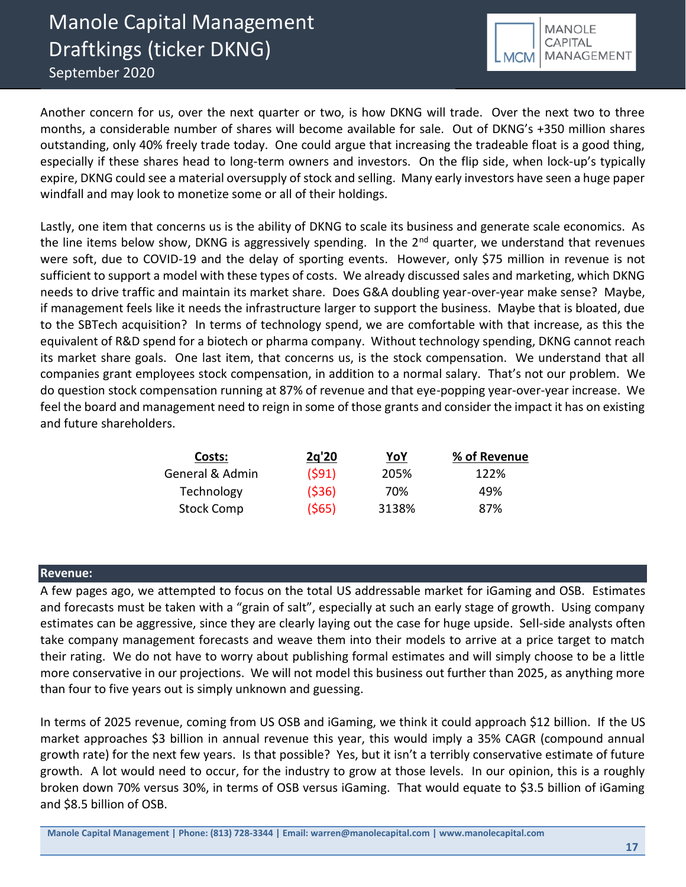Another concern for us, over the next quarter or two, is how DKNG will trade. Over the next two to three months, a considerable number of shares will become available for sale. Out of DKNG's +350 million shares outstanding, only 40% freely trade today. One could argue that increasing the tradeable float is a good thing, especially if these shares head to long-term owners and investors. On the flip side, when lock-up's typically expire, DKNG could see a material oversupply of stock and selling. Many early investors have seen a huge paper windfall and may look to monetize some or all of their holdings.

Lastly, one item that concerns us is the ability of DKNG to scale its business and generate scale economics. As the line items below show, DKNG is aggressively spending. In the 2nd quarter, we understand that revenues were soft, due to COVID-19 and the delay of sporting events. However, only $75 million in revenue is not sufficient to support a model with these types of costs. We already discussed sales and marketing, which DKNG needs to drive traffic and maintain its market share. Does G&A doubling year-over-year make sense? Maybe, if management feels like it needs the infrastructure larger to support the business. Maybe that is bloated, due to the SBTech acquisition? In terms of technology spend, we are comfortable with that increase, as this the equivalent of R&D spend for a biotech or pharma company. Without technology spending, DKNG cannot reach its market share goals. One last item, that concerns us, is the stock compensation. We understand that all companies grant employees stock compensation, in addition to a normal salary. That's not our problem. We do question stock compensation running at 87% of revenue and that eye-popping year-over-year increase. We feel the board and management need to reign in some of those grants and consider the impact it has on existing and future shareholders.

| Costs: | 2q'20 | YoY | % of Revenue |
|---|---|---|---|
| General & Admin | ($91) | 205% | 122% |
| Technology | ($36) | 70% | 49% |
| Stock Comp | ($65) | 3138% | 87% |

## Revenue:

A few pages ago, we attempted to focus on the total US addressable market for iGaming and OSB. Estimates and forecasts must be taken with a "grain of salt", especially at such an early stage of growth. Using company estimates can be aggressive, since they are clearly laying out the case for huge upside. Sell-side analysts often take company management forecasts and weave them into their models to arrive at a price target to match their rating. We do not have to worry about publishing formal estimates and will simply choose to be a little more conservative in our projections. We will not model this business out further than 2025, as anything more than four to five years out is simply unknown and guessing.

In terms of 2025 revenue, coming from US OSB and iGaming, we think it could approach $12 billion. If the US market approaches $3 billion in annual revenue this year, this would imply a 35% CAGR (compound annual growth rate) for the next few years. Is that possible? Yes, but it isn't a terribly conservative estimate of future growth. A lot would need to occur, for the industry to grow at those levels. In our opinion, this is a roughly broken down 70% versus 30%, in terms of OSB versus iGaming. That would equate to $3.5 billion of iGaming and $8.5 billion of OSB.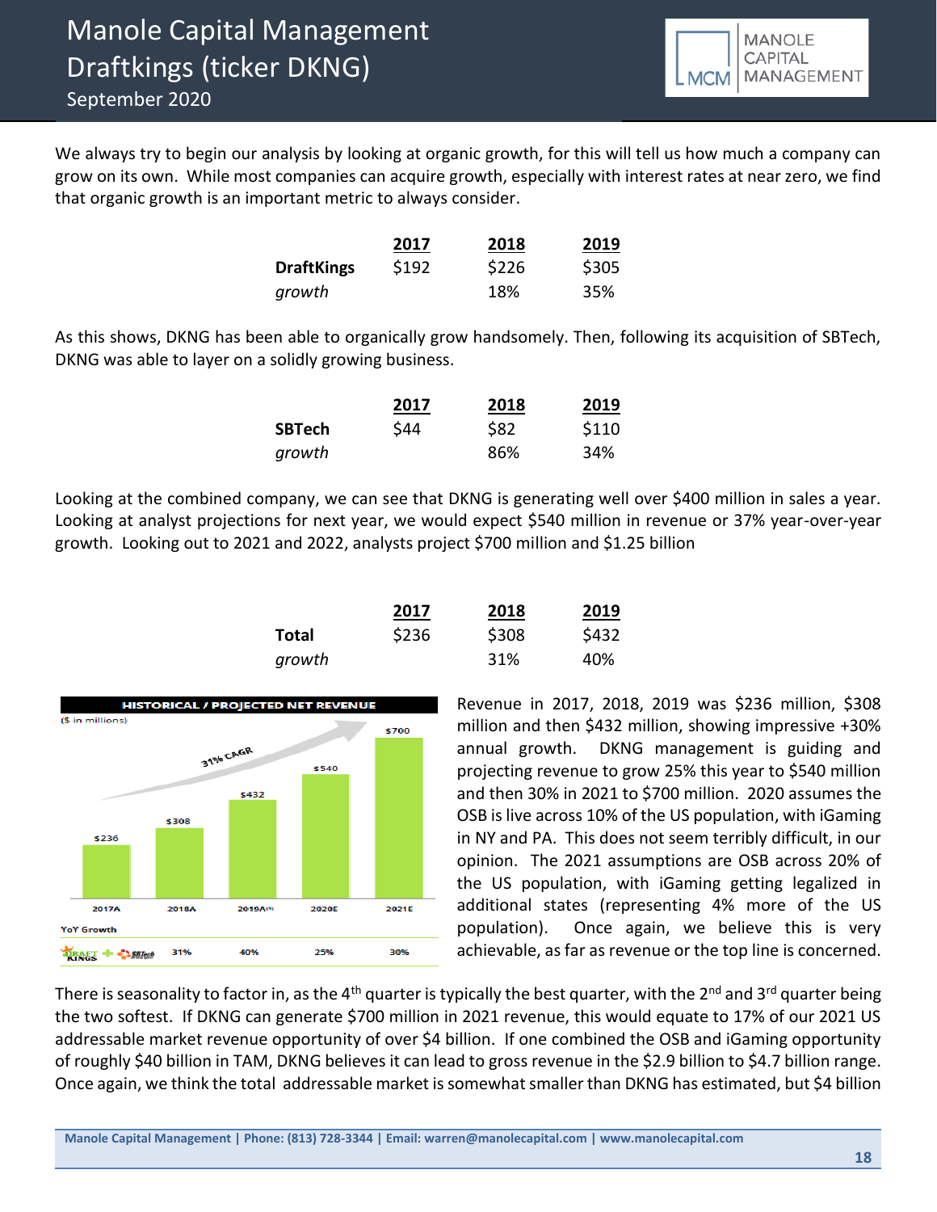We always try to begin our analysis by looking at organic growth, for this will tell us how much a company can grow on its own. While most companies can acquire growth, especially with interest rates at near zero, we find that organic growth is an important metric to always consider.

| | 2017 | 2018 | 2019 |
|---|---|---|---|
| **DraftKings** | $192 | $226 | $305 |
| *growth* | | 18% | 35% |

As this shows, DKNG has been able to organically grow handsomely. Then, following its acquisition of SBTech, DKNG was able to layer on a solidly growing business.

| | 2017 | 2018 | 2019 |
|---|---|---|---|
| **SBTech** | $44 | $82 | $110 |
| *growth* | | 86% | 34% |

Looking at the combined company, we can see that DKNG is generating well over $400 million in sales a year. Looking at analyst projections for next year, we would expect $540 million in revenue or 37% year-over-year growth. Looking out to 2021 and 2022, analysts project $700 million and $1.25 billion

| | 2017 | 2018 | 2019 |
|---|---|---|---|
| **Total** | $236 | $308 | $432 |
| *growth* | | 31% | 40% |

HISTORICAL / PROJECTED NET REVENUE

($ in millions)

31% CAGR

$236
$308
$432
$540
$700

2017A
2018A
2019A(1)
2020E
2021E

YoY Growth

31%
40%
25%
30%

Revenue in 2017, 2018, 2019 was $236 million, $308 million and then $432 million, showing impressive +30% annual growth. DKNG management is guiding and projecting revenue to grow 25% this year to $540 million and then 30% in 2021 to $700 million. 2020 assumes the OSB is live across 10% of the US population, with iGaming in NY and PA. This does not seem terribly difficult, in our opinion. The 2021 assumptions are OSB across 20% of the US population, with iGaming getting legalized in additional states (representing 4% more of the US population). Once again, we believe this is very achievable, as far as revenue or the top line is concerned.

There is seasonality to factor in, as the 4th quarter is typically the best quarter, with the 2nd and 3rd quarter being the two softest. If DKNG can generate $700 million in 2021 revenue, this would equate to 17% of our 2021 US addressable market revenue opportunity of over $4 billion. If one combined the OSB and iGaming opportunity of roughly $40 billion in TAM, DKNG believes it can lead to gross revenue in the $2.9 billion to $4.7 billion range. Once again, we think the total addressable market is somewhat smaller than DKNG has estimated, but $4 billion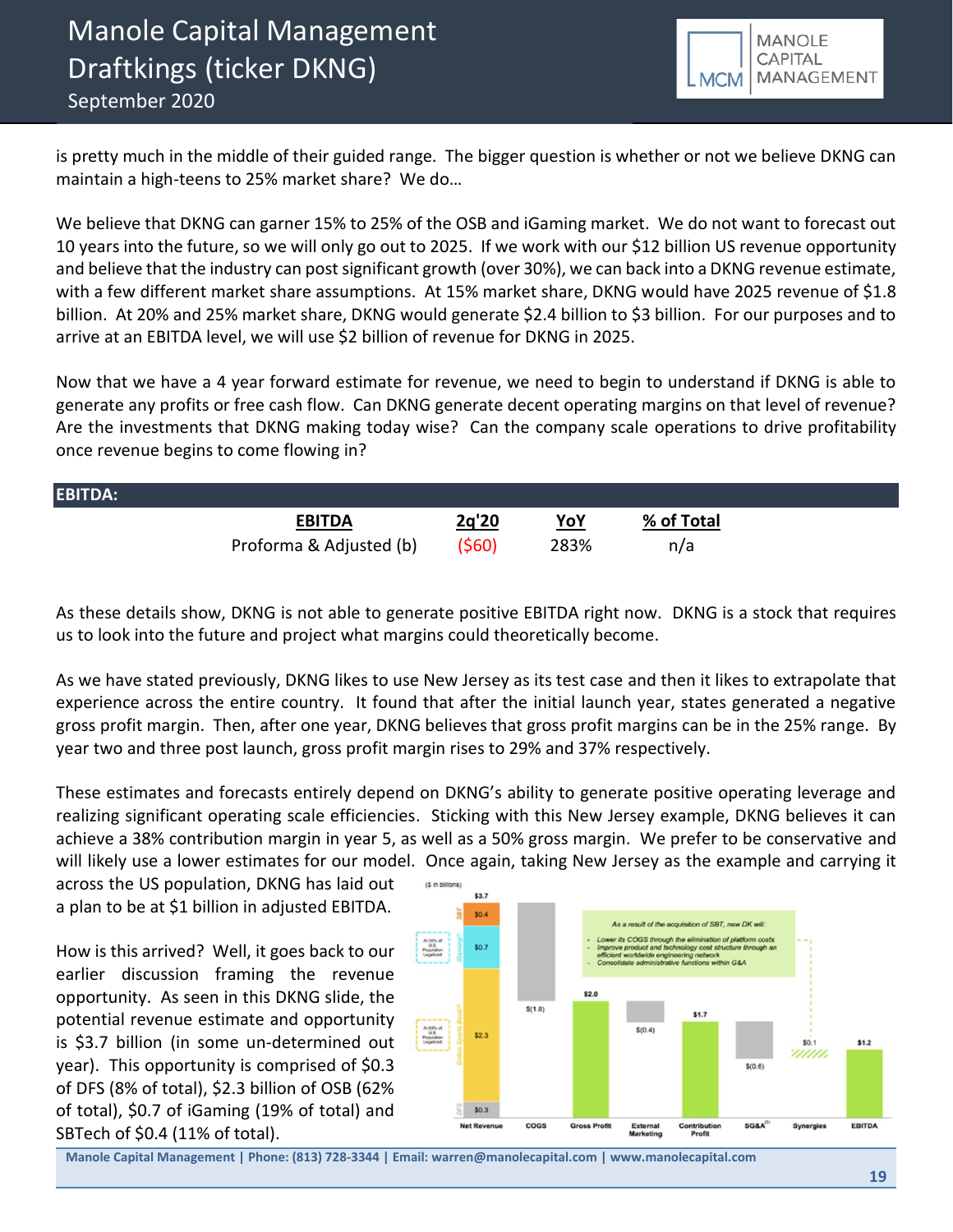is pretty much in the middle of their guided range. The bigger question is whether or not we believe DKNG can maintain a high-teens to 25% market share? We do…

We believe that DKNG can garner 15% to 25% of the OSB and iGaming market. We do not want to forecast out 10 years into the future, so we will only go out to 2025. If we work with our $12 billion US revenue opportunity and believe that the industry can post significant growth (over 30%), we can back into a DKNG revenue estimate, with a few different market share assumptions. At 15% market share, DKNG would have 2025 revenue of $1.8 billion. At 20% and 25% market share, DKNG would generate $2.4 billion to $3 billion. For our purposes and to arrive at an EBITDA level, we will use $2 billion of revenue for DKNG in 2025.

Now that we have a 4 year forward estimate for revenue, we need to begin to understand if DKNG is able to generate any profits or free cash flow. Can DKNG generate decent operating margins on that level of revenue? Are the investments that DKNG making today wise? Can the company scale operations to drive profitability once revenue begins to come flowing in?

**EBITDA:**

| EBITDA | 2q'20 | YoY | % of Total |
|---|---|---|---|
| Proforma & Adjusted (b) | ($60) | 283% | n/a |

As these details show, DKNG is not able to generate positive EBITDA right now. DKNG is a stock that requires us to look into the future and project what margins could theoretically become.

As we have stated previously, DKNG likes to use New Jersey as its test case and then it likes to extrapolate that experience across the entire country. It found that after the initial launch year, states generated a negative gross profit margin. Then, after one year, DKNG believes that gross profit margins can be in the 25% range. By year two and three post launch, gross profit margin rises to 29% and 37% respectively.

These estimates and forecasts entirely depend on DKNG's ability to generate positive operating leverage and realizing significant operating scale efficiencies. Sticking with this New Jersey example, DKNG believes it can achieve a 38% contribution margin in year 5, as well as a 50% gross margin. We prefer to be conservative and will likely use a lower estimates for our model. Once again, taking New Jersey as the example and carrying it across the US population, DKNG has laid out a plan to be at $1 billion in adjusted EBITDA.

How is this arrived? Well, it goes back to our earlier discussion framing the revenue opportunity. As seen in this DKNG slide, the potential revenue estimate and opportunity is $3.7 billion (in some un-determined out year). This opportunity is comprised of $0.3 of DFS (8% of total), $2.3 billion of OSB (62% of total), $0.7 of iGaming (19% of total) and SBTech of $0.4 (11% of total).

($ in billions)
$3.7
SBT $0.4
iGaming: At 30% of U.S. Population Legalized $0.7
Online Sports Book: At 65% of U.S. Population Legalized $2.3
DFS $0.3
$(1.8)
$2.0
$(0.4)
$1.7
$(0.6)
$0.1
$1.2
As a result of the acquisition of SBT, new DK will:
- Lower its COGS through the elimination of platform costs
- Improve product and technology cost structure through an efficient worldwide engineering network
- Consolidate administrative functions within G&A
Net Revenue | COGS | Gross Profit | External Marketing | Contribution Profit | SG&A | Synergies | EBITDA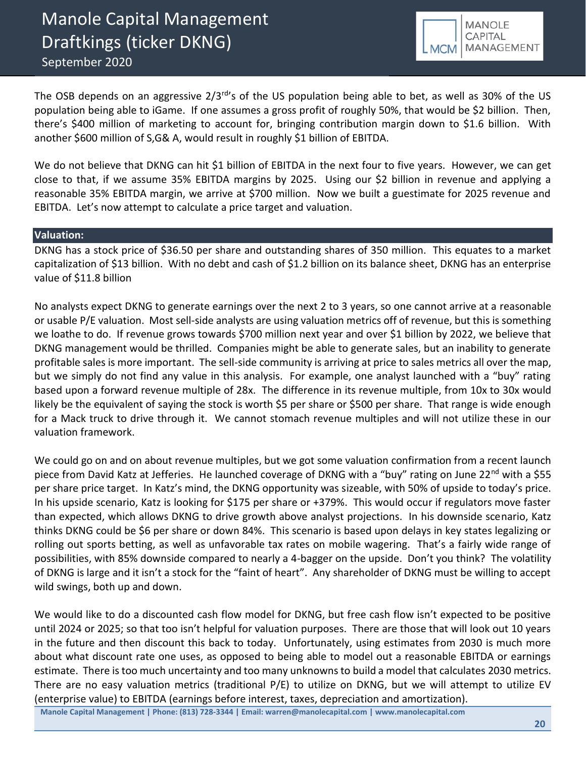The OSB depends on an aggressive 2/3[rd]'s of the US population being able to bet, as well as 30% of the US population being able to iGame. If one assumes a gross profit of roughly 50%, that would be $2 billion. Then, there's $400 million of marketing to account for, bringing contribution margin down to $1.6 billion. With another $600 million of S,G& A, would result in roughly $1 billion of EBITDA.

We do not believe that DKNG can hit $1 billion of EBITDA in the next four to five years. However, we can get close to that, if we assume 35% EBITDA margins by 2025. Using our $2 billion in revenue and applying a reasonable 35% EBITDA margin, we arrive at $700 million. Now we built a guestimate for 2025 revenue and EBITDA. Let's now attempt to calculate a price target and valuation.

## Valuation:

DKNG has a stock price of $36.50 per share and outstanding shares of 350 million. This equates to a market capitalization of $13 billion. With no debt and cash of $1.2 billion on its balance sheet, DKNG has an enterprise value of $11.8 billion

No analysts expect DKNG to generate earnings over the next 2 to 3 years, so one cannot arrive at a reasonable or usable P/E valuation. Most sell-side analysts are using valuation metrics off of revenue, but this is something we loathe to do. If revenue grows towards $700 million next year and over $1 billion by 2022, we believe that DKNG management would be thrilled. Companies might be able to generate sales, but an inability to generate profitable sales is more important. The sell-side community is arriving at price to sales metrics all over the map, but we simply do not find any value in this analysis. For example, one analyst launched with a "buy" rating based upon a forward revenue multiple of 28x. The difference in its revenue multiple, from 10x to 30x would likely be the equivalent of saying the stock is worth $5 per share or $500 per share. That range is wide enough for a Mack truck to drive through it. We cannot stomach revenue multiples and will not utilize these in our valuation framework.

We could go on and on about revenue multiples, but we got some valuation confirmation from a recent launch piece from David Katz at Jefferies. He launched coverage of DKNG with a "buy" rating on June 22[nd] with a $55 per share price target. In Katz's mind, the DKNG opportunity was sizeable, with 50% of upside to today's price. In his upside scenario, Katz is looking for $175 per share or +379%. This would occur if regulators move faster than expected, which allows DKNG to drive growth above analyst projections. In his downside scenario, Katz thinks DKNG could be $6 per share or down 84%. This scenario is based upon delays in key states legalizing or rolling out sports betting, as well as unfavorable tax rates on mobile wagering. That's a fairly wide range of possibilities, with 85% downside compared to nearly a 4-bagger on the upside. Don't you think? The volatility of DKNG is large and it isn't a stock for the "faint of heart". Any shareholder of DKNG must be willing to accept wild swings, both up and down.

We would like to do a discounted cash flow model for DKNG, but free cash flow isn't expected to be positive until 2024 or 2025; so that too isn't helpful for valuation purposes. There are those that will look out 10 years in the future and then discount this back to today. Unfortunately, using estimates from 2030 is much more about what discount rate one uses, as opposed to being able to model out a reasonable EBITDA or earnings estimate. There is too much uncertainty and too many unknowns to build a model that calculates 2030 metrics. There are no easy valuation metrics (traditional P/E) to utilize on DKNG, but we will attempt to utilize EV (enterprise value) to EBITDA (earnings before interest, taxes, depreciation and amortization).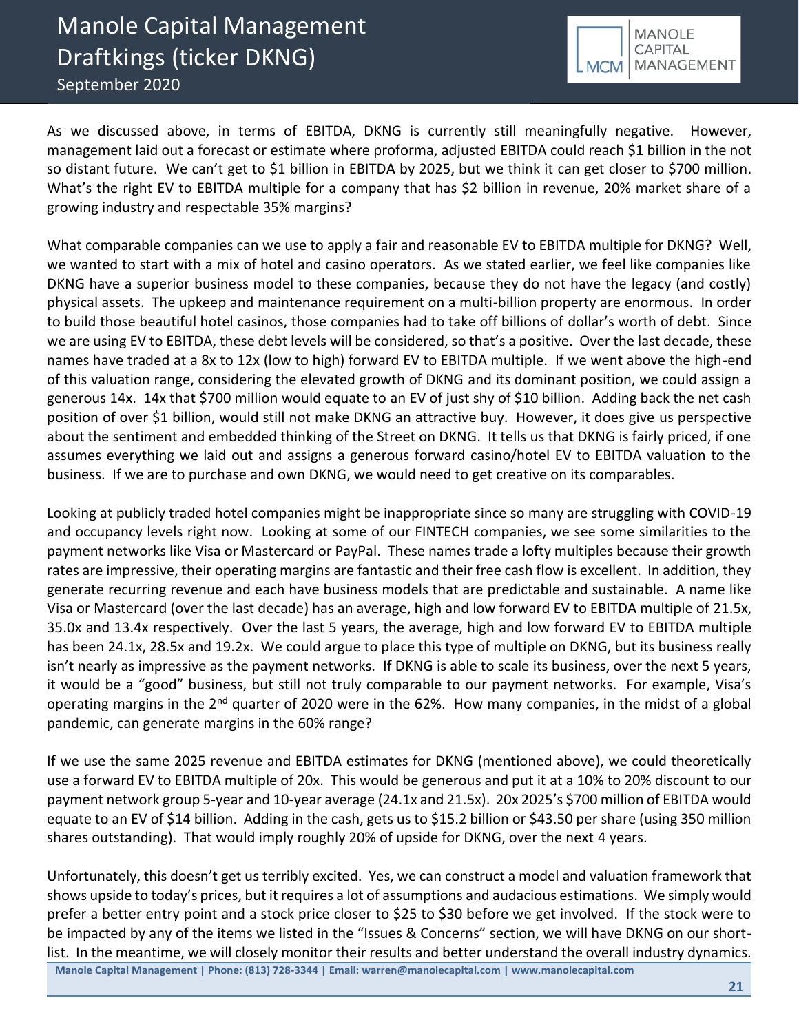As we discussed above, in terms of EBITDA, DKNG is currently still meaningfully negative. However, management laid out a forecast or estimate where proforma, adjusted EBITDA could reach $1 billion in the not so distant future. We can't get to $1 billion in EBITDA by 2025, but we think it can get closer to $700 million. What's the right EV to EBITDA multiple for a company that has $2 billion in revenue, 20% market share of a growing industry and respectable 35% margins?

What comparable companies can we use to apply a fair and reasonable EV to EBITDA multiple for DKNG? Well, we wanted to start with a mix of hotel and casino operators. As we stated earlier, we feel like companies like DKNG have a superior business model to these companies, because they do not have the legacy (and costly) physical assets. The upkeep and maintenance requirement on a multi-billion property are enormous. In order to build those beautiful hotel casinos, those companies had to take off billions of dollar's worth of debt. Since we are using EV to EBITDA, these debt levels will be considered, so that's a positive. Over the last decade, these names have traded at a 8x to 12x (low to high) forward EV to EBITDA multiple. If we went above the high-end of this valuation range, considering the elevated growth of DKNG and its dominant position, we could assign a generous 14x. 14x that $700 million would equate to an EV of just shy of $10 billion. Adding back the net cash position of over $1 billion, would still not make DKNG an attractive buy. However, it does give us perspective about the sentiment and embedded thinking of the Street on DKNG. It tells us that DKNG is fairly priced, if one assumes everything we laid out and assigns a generous forward casino/hotel EV to EBITDA valuation to the business. If we are to purchase and own DKNG, we would need to get creative on its comparables.

Looking at publicly traded hotel companies might be inappropriate since so many are struggling with COVID-19 and occupancy levels right now. Looking at some of our FINTECH companies, we see some similarities to the payment networks like Visa or Mastercard or PayPal. These names trade a lofty multiples because their growth rates are impressive, their operating margins are fantastic and their free cash flow is excellent. In addition, they generate recurring revenue and each have business models that are predictable and sustainable. A name like Visa or Mastercard (over the last decade) has an average, high and low forward EV to EBITDA multiple of 21.5x, 35.0x and 13.4x respectively. Over the last 5 years, the average, high and low forward EV to EBITDA multiple has been 24.1x, 28.5x and 19.2x. We could argue to place this type of multiple on DKNG, but its business really isn't nearly as impressive as the payment networks. If DKNG is able to scale its business, over the next 5 years, it would be a "good" business, but still not truly comparable to our payment networks. For example, Visa's operating margins in the 2nd quarter of 2020 were in the 62%. How many companies, in the midst of a global pandemic, can generate margins in the 60% range?

If we use the same 2025 revenue and EBITDA estimates for DKNG (mentioned above), we could theoretically use a forward EV to EBITDA multiple of 20x. This would be generous and put it at a 10% to 20% discount to our payment network group 5-year and 10-year average (24.1x and 21.5x). 20x 2025's $700 million of EBITDA would equate to an EV of $14 billion. Adding in the cash, gets us to $15.2 billion or $43.50 per share (using 350 million shares outstanding). That would imply roughly 20% of upside for DKNG, over the next 4 years.

Unfortunately, this doesn't get us terribly excited. Yes, we can construct a model and valuation framework that shows upside to today's prices, but it requires a lot of assumptions and audacious estimations. We simply would prefer a better entry point and a stock price closer to $25 to $30 before we get involved. If the stock were to be impacted by any of the items we listed in the "Issues & Concerns" section, we will have DKNG on our short-list. In the meantime, we will closely monitor their results and better understand the overall industry dynamics.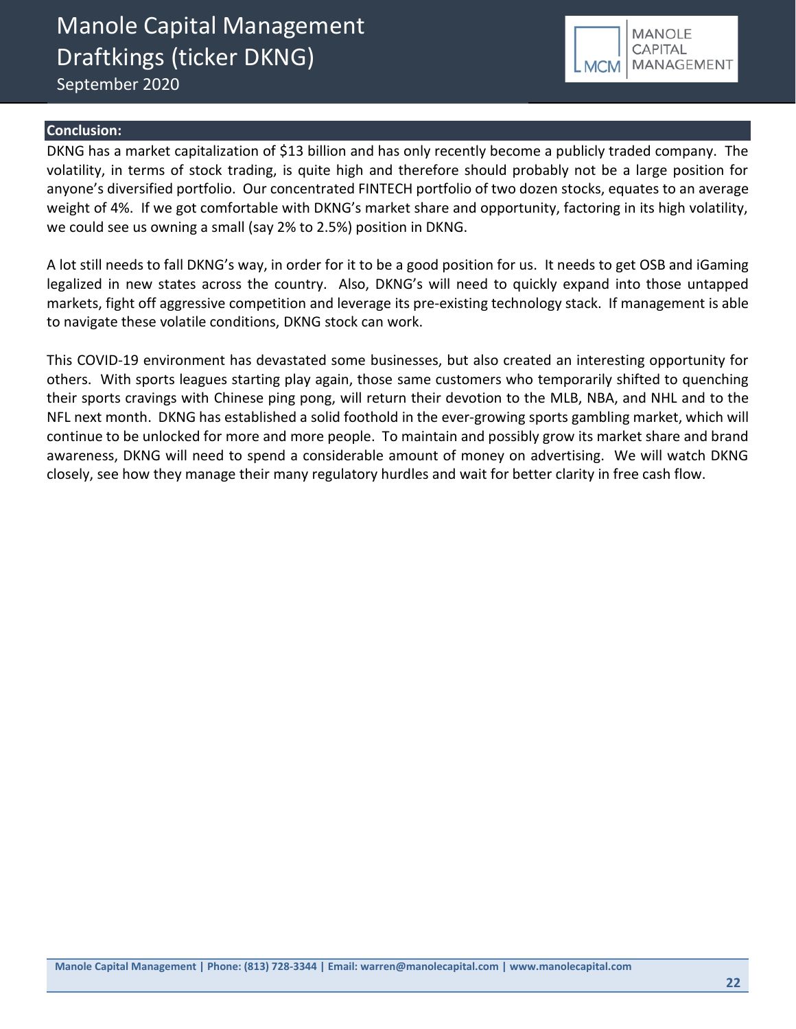## Conclusion:

DKNG has a market capitalization of $13 billion and has only recently become a publicly traded company. The volatility, in terms of stock trading, is quite high and therefore should probably not be a large position for anyone's diversified portfolio. Our concentrated FINTECH portfolio of two dozen stocks, equates to an average weight of 4%. If we got comfortable with DKNG's market share and opportunity, factoring in its high volatility, we could see us owning a small (say 2% to 2.5%) position in DKNG.

A lot still needs to fall DKNG's way, in order for it to be a good position for us. It needs to get OSB and iGaming legalized in new states across the country. Also, DKNG's will need to quickly expand into those untapped markets, fight off aggressive competition and leverage its pre-existing technology stack. If management is able to navigate these volatile conditions, DKNG stock can work.

This COVID-19 environment has devastated some businesses, but also created an interesting opportunity for others. With sports leagues starting play again, those same customers who temporarily shifted to quenching their sports cravings with Chinese ping pong, will return their devotion to the MLB, NBA, and NHL and to the NFL next month. DKNG has established a solid foothold in the ever-growing sports gambling market, which will continue to be unlocked for more and more people. To maintain and possibly grow its market share and brand awareness, DKNG will need to spend a considerable amount of money on advertising. We will watch DKNG closely, see how they manage their many regulatory hurdles and wait for better clarity in free cash flow.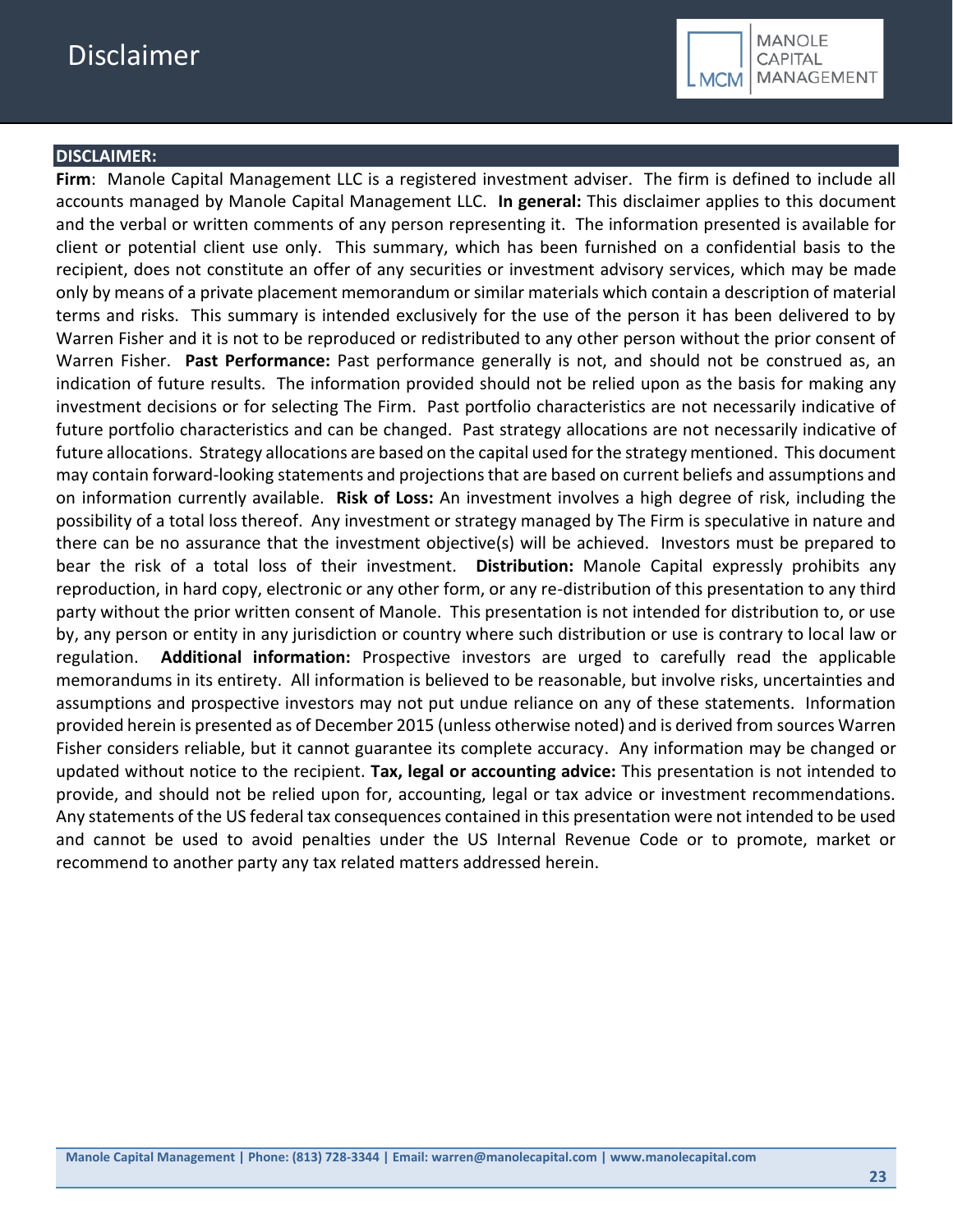# Disclaimer

**DISCLAIMER:**

**Firm**: Manole Capital Management LLC is a registered investment adviser. The firm is defined to include all accounts managed by Manole Capital Management LLC. **In general:** This disclaimer applies to this document and the verbal or written comments of any person representing it. The information presented is available for client or potential client use only. This summary, which has been furnished on a confidential basis to the recipient, does not constitute an offer of any securities or investment advisory services, which may be made only by means of a private placement memorandum or similar materials which contain a description of material terms and risks. This summary is intended exclusively for the use of the person it has been delivered to by Warren Fisher and it is not to be reproduced or redistributed to any other person without the prior consent of Warren Fisher. **Past Performance:** Past performance generally is not, and should not be construed as, an indication of future results. The information provided should not be relied upon as the basis for making any investment decisions or for selecting The Firm. Past portfolio characteristics are not necessarily indicative of future portfolio characteristics and can be changed. Past strategy allocations are not necessarily indicative of future allocations. Strategy allocations are based on the capital used for the strategy mentioned. This document may contain forward-looking statements and projections that are based on current beliefs and assumptions and on information currently available. **Risk of Loss:** An investment involves a high degree of risk, including the possibility of a total loss thereof. Any investment or strategy managed by The Firm is speculative in nature and there can be no assurance that the investment objective(s) will be achieved. Investors must be prepared to bear the risk of a total loss of their investment. **Distribution:** Manole Capital expressly prohibits any reproduction, in hard copy, electronic or any other form, or any re-distribution of this presentation to any third party without the prior written consent of Manole. This presentation is not intended for distribution to, or use by, any person or entity in any jurisdiction or country where such distribution or use is contrary to local law or regulation. **Additional information:** Prospective investors are urged to carefully read the applicable memorandums in its entirety. All information is believed to be reasonable, but involve risks, uncertainties and assumptions and prospective investors may not put undue reliance on any of these statements. Information provided herein is presented as of December 2015 (unless otherwise noted) and is derived from sources Warren Fisher considers reliable, but it cannot guarantee its complete accuracy. Any information may be changed or updated without notice to the recipient. **Tax, legal or accounting advice:** This presentation is not intended to provide, and should not be relied upon for, accounting, legal or tax advice or investment recommendations. Any statements of the US federal tax consequences contained in this presentation were not intended to be used and cannot be used to avoid penalties under the US Internal Revenue Code or to promote, market or recommend to another party any tax related matters addressed herein.